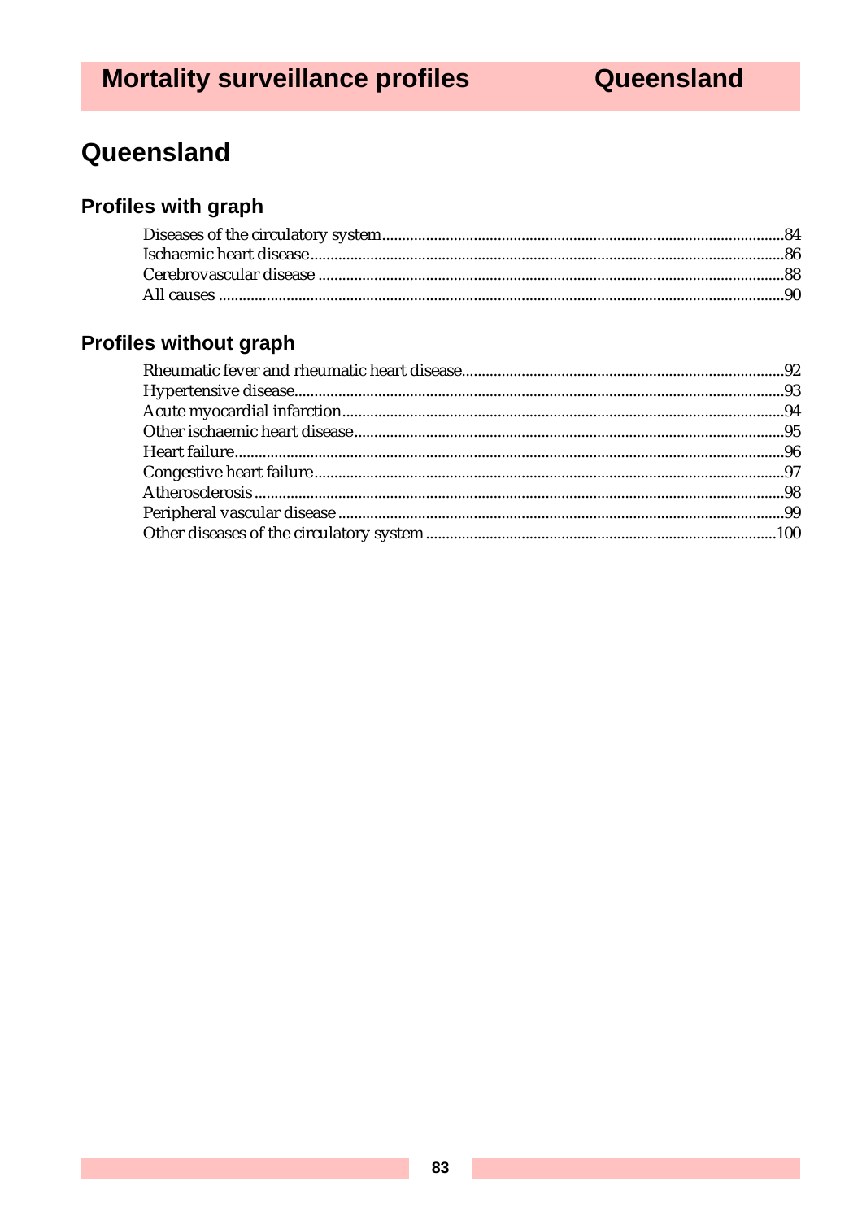# Queensland

## Profiles with graph

- Diseases of the circulatory system....84
- Ischaemic heart disease....86
- Cerebrovascular disease....88
- All causes....90

## Profiles without graph

- Rheumatic fever and rheumatic heart disease....92
- Hypertensive disease....93
- Acute myocardial infarction....94
- Other ischaemic heart disease....95
- Heart failure....96
- Congestive heart failure....97
- Atherosclerosis....98
- Peripheral vascular disease....99
- Other diseases of the circulatory system....100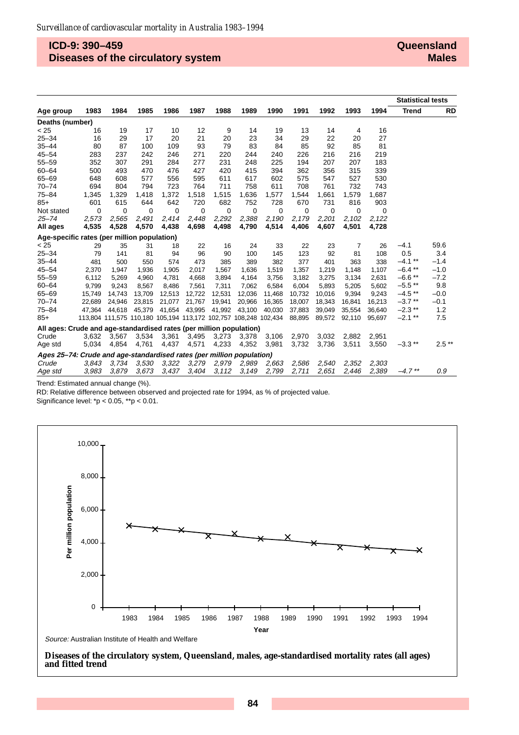## ICD-9: 390–459
## Diseases of the circulatory system

**Queensland**
**Males**

| Age group | 1983 | 1984 | 1985 | 1986 | 1987 | 1988 | 1989 | 1990 | 1991 | 1992 | 1993 | 1994 | Statistical tests: Trend | RD |
|---|---|---|---|---|---|---|---|---|---|---|---|---|---|---|
| **Deaths (number)** | | | | | | | | | | | | | | |
| < 25 | 16 | 19 | 17 | 10 | 12 | 9 | 14 | 19 | 13 | 14 | 4 | 16 | | |
| 25–34 | 16 | 29 | 17 | 20 | 21 | 20 | 23 | 34 | 29 | 22 | 20 | 27 | | |
| 35–44 | 80 | 87 | 100 | 109 | 93 | 79 | 83 | 84 | 85 | 92 | 85 | 81 | | |
| 45–54 | 283 | 237 | 242 | 246 | 271 | 220 | 244 | 240 | 226 | 216 | 216 | 219 | | |
| 55–59 | 352 | 307 | 291 | 284 | 277 | 231 | 248 | 225 | 194 | 207 | 207 | 183 | | |
| 60–64 | 500 | 493 | 470 | 476 | 427 | 420 | 415 | 394 | 362 | 356 | 315 | 339 | | |
| 65–69 | 648 | 608 | 577 | 556 | 595 | 611 | 617 | 602 | 575 | 547 | 527 | 530 | | |
| 70–74 | 694 | 804 | 794 | 723 | 764 | 711 | 758 | 611 | 708 | 761 | 732 | 743 | | |
| 75–84 | 1,345 | 1,329 | 1,418 | 1,372 | 1,518 | 1,515 | 1,636 | 1,577 | 1,544 | 1,661 | 1,579 | 1,687 | | |
| 85+ | 601 | 615 | 644 | 642 | 720 | 682 | 752 | 728 | 670 | 731 | 816 | 903 | | |
| Not stated | 0 | 0 | 0 | 0 | 0 | 0 | 0 | 0 | 0 | 0 | 0 | 0 | | |
| *25–74* | *2,573* | *2,565* | *2,491* | *2,414* | *2,448* | *2,292* | *2,388* | *2,190* | *2,179* | *2,201* | *2,102* | *2,122* | | |
| **All ages** | **4,535** | **4,528** | **4,570** | **4,438** | **4,698** | **4,498** | **4,790** | **4,514** | **4,406** | **4,607** | **4,501** | **4,728** | | |
| **Age-specific rates (per million population)** | | | | | | | | | | | | | | |
| < 25 | 29 | 35 | 31 | 18 | 22 | 16 | 24 | 33 | 22 | 23 | 7 | 26 | –4.1 | 59.6 |
| 25–34 | 79 | 141 | 81 | 94 | 96 | 90 | 100 | 145 | 123 | 92 | 81 | 108 | 0.5 | 3.4 |
| 35–44 | 481 | 500 | 550 | 574 | 473 | 385 | 389 | 382 | 377 | 401 | 363 | 338 | –4.1 ** | –1.4 |
| 45–54 | 2,370 | 1,947 | 1,936 | 1,905 | 2,017 | 1,567 | 1,636 | 1,519 | 1,357 | 1,219 | 1,148 | 1,107 | –6.4 ** | –1.0 |
| 55–59 | 6,112 | 5,269 | 4,960 | 4,781 | 4,668 | 3,894 | 4,164 | 3,756 | 3,182 | 3,275 | 3,134 | 2,631 | –6.6 ** | –7.2 |
| 60–64 | 9,799 | 9,243 | 8,567 | 8,486 | 7,561 | 7,311 | 7,062 | 6,584 | 6,004 | 5,893 | 5,205 | 5,602 | –5.5 ** | 9.8 |
| 65–69 | 15,749 | 14,743 | 13,709 | 12,513 | 12,722 | 12,531 | 12,036 | 11,468 | 10,732 | 10,016 | 9,394 | 9,243 | –4.5 ** | –0.0 |
| 70–74 | 22,689 | 24,946 | 23,815 | 21,077 | 21,767 | 19,941 | 20,966 | 16,365 | 18,007 | 18,343 | 16,841 | 16,213 | –3.7 ** | –0.1 |
| 75–84 | 47,364 | 44,618 | 45,379 | 41,654 | 43,995 | 41,992 | 43,100 | 40,030 | 37,883 | 39,049 | 35,554 | 36,640 | –2.3 ** | 1.2 |
| 85+ | 113,804 | 111,575 | 110,180 | 105,194 | 113,172 | 102,757 | 108,248 | 102,434 | 88,895 | 89,572 | 92,110 | 95,697 | –2.1 ** | 7.5 |
| **All ages: Crude and age-standardised rates (per million population)** | | | | | | | | | | | | | | |
| Crude | 3,632 | 3,567 | 3,534 | 3,361 | 3,495 | 3,273 | 3,378 | 3,106 | 2,970 | 3,032 | 2,882 | 2,951 | | |
| Age std | 5,034 | 4,854 | 4,761 | 4,437 | 4,571 | 4,233 | 4,352 | 3,981 | 3,732 | 3,736 | 3,511 | 3,550 | –3.3 ** | 2.5 ** |
| ***Ages 25–74: Crude and age-standardised rates (per million population)*** | | | | | | | | | | | | | | |
| *Crude* | *3,843* | *3,734* | *3,530* | *3,322* | *3,279* | *2,979* | *2,989* | *2,663* | *2,586* | *2,540* | *2,352* | *2,303* | | |
| *Age std* | *3,983* | *3,879* | *3,673* | *3,437* | *3,404* | *3,112* | *3,149* | *2,799* | *2,711* | *2,651* | *2,446* | *2,389* | *–4.7 ***| *0.9* |

Trend: Estimated annual change (%).

RD: Relative difference between observed and projected rate for 1994, as % of projected value.

Significance level: *p < 0.05, **p < 0.01.

*Source:* Australian Institute of Health and Welfare

**Diseases of the circulatory system, Queensland, males, age-standardised mortality rates (all ages) and fitted trend**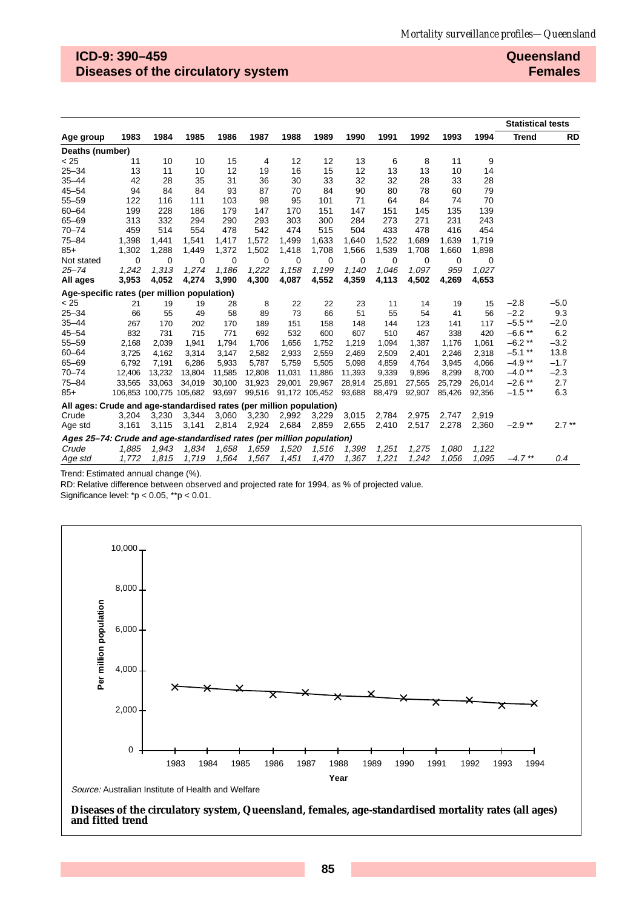## ICD-9: 390–459
## Diseases of the circulatory system

**Queensland**
**Females**

| Age group | 1983 | 1984 | 1985 | 1986 | 1987 | 1988 | 1989 | 1990 | 1991 | 1992 | 1993 | 1994 | Statistical tests: Trend | RD |
|---|---|---|---|---|---|---|---|---|---|---|---|---|---|---|
| **Deaths (number)** | | | | | | | | | | | | | | |
| < 25 | 11 | 10 | 10 | 15 | 4 | 12 | 12 | 13 | 6 | 8 | 11 | 9 | | |
| 25–34 | 13 | 11 | 10 | 12 | 19 | 16 | 15 | 12 | 13 | 13 | 10 | 14 | | |
| 35–44 | 42 | 28 | 35 | 31 | 36 | 30 | 33 | 32 | 32 | 28 | 33 | 28 | | |
| 45–54 | 94 | 84 | 84 | 93 | 87 | 70 | 84 | 90 | 80 | 78 | 60 | 79 | | |
| 55–59 | 122 | 116 | 111 | 103 | 98 | 95 | 101 | 71 | 64 | 84 | 74 | 70 | | |
| 60–64 | 199 | 228 | 186 | 179 | 147 | 170 | 151 | 147 | 151 | 145 | 135 | 139 | | |
| 65–69 | 313 | 332 | 294 | 290 | 293 | 303 | 300 | 284 | 273 | 271 | 231 | 243 | | |
| 70–74 | 459 | 514 | 554 | 478 | 542 | 474 | 515 | 504 | 433 | 478 | 416 | 454 | | |
| 75–84 | 1,398 | 1,441 | 1,541 | 1,417 | 1,572 | 1,499 | 1,633 | 1,640 | 1,522 | 1,689 | 1,639 | 1,719 | | |
| 85+ | 1,302 | 1,288 | 1,449 | 1,372 | 1,502 | 1,418 | 1,708 | 1,566 | 1,539 | 1,708 | 1,660 | 1,898 | | |
| Not stated | 0 | 0 | 0 | 0 | 0 | 0 | 0 | 0 | 0 | 0 | 0 | 0 | | |
| *25–74* | *1,242* | *1,313* | *1,274* | *1,186* | *1,222* | *1,158* | *1,199* | *1,140* | *1,046* | *1,097* | *959* | *1,027* | | |
| **All ages** | **3,953** | **4,052** | **4,274** | **3,990** | **4,300** | **4,087** | **4,552** | **4,359** | **4,113** | **4,502** | **4,269** | **4,653** | | |
| **Age-specific rates (per million population)** | | | | | | | | | | | | | | |
| < 25 | 21 | 19 | 19 | 28 | 8 | 22 | 22 | 23 | 11 | 14 | 19 | 15 | –2.8 | –5.0 |
| 25–34 | 66 | 55 | 49 | 58 | 89 | 73 | 66 | 51 | 55 | 54 | 41 | 56 | –2.2 | 9.3 |
| 35–44 | 267 | 170 | 202 | 170 | 189 | 151 | 158 | 148 | 144 | 123 | 141 | 117 | –5.5 ** | –2.0 |
| 45–54 | 832 | 731 | 715 | 771 | 692 | 532 | 600 | 607 | 510 | 467 | 338 | 420 | –6.6 ** | 6.2 |
| 55–59 | 2,168 | 2,039 | 1,941 | 1,794 | 1,706 | 1,656 | 1,752 | 1,219 | 1,094 | 1,387 | 1,176 | 1,061 | –6.2 ** | –3.2 |
| 60–64 | 3,725 | 4,162 | 3,314 | 3,147 | 2,582 | 2,933 | 2,559 | 2,469 | 2,509 | 2,401 | 2,246 | 2,318 | –5.1 ** | 13.8 |
| 65–69 | 6,792 | 7,191 | 6,286 | 5,933 | 5,787 | 5,759 | 5,505 | 5,098 | 4,859 | 4,764 | 3,945 | 4,066 | –4.9 ** | –1.7 |
| 70–74 | 12,406 | 13,232 | 13,804 | 11,585 | 12,808 | 11,031 | 11,886 | 11,393 | 9,339 | 9,896 | 8,299 | 8,700 | –4.0 ** | –2.3 |
| 75–84 | 33,565 | 33,063 | 34,019 | 30,100 | 31,923 | 29,001 | 29,967 | 28,914 | 25,891 | 27,565 | 25,729 | 26,014 | –2.6 ** | 2.7 |
| 85+ | 106,853 | 100,775 | 105,682 | 93,697 | 99,516 | 91,172 | 105,452 | 93,688 | 88,479 | 92,907 | 85,426 | 92,356 | –1.5 ** | 6.3 |
| **All ages: Crude and age-standardised rates (per million population)** | | | | | | | | | | | | | | |
| Crude | 3,204 | 3,230 | 3,344 | 3,060 | 3,230 | 2,992 | 3,229 | 3,015 | 2,784 | 2,975 | 2,747 | 2,919 | | |
| Age std | 3,161 | 3,115 | 3,141 | 2,814 | 2,924 | 2,684 | 2,859 | 2,655 | 2,410 | 2,517 | 2,278 | 2,360 | –2.9 ** | 2.7 ** |
| ***Ages 25–74: Crude and age-standardised rates (per million population)*** | | | | | | | | | | | | | | |
| *Crude* | *1,885* | *1,943* | *1,834* | *1,658* | *1,659* | *1,520* | *1,516* | *1,398* | *1,251* | *1,275* | *1,080* | *1,122* | | |
| *Age std* | *1,772* | *1,815* | *1,719* | *1,564* | *1,567* | *1,451* | *1,470* | *1,367* | *1,221* | *1,242* | *1,056* | *1,095* | *–4.7 ** * | *0.4* |

Trend: Estimated annual change (%).

RD: Relative difference between observed and projected rate for 1994, as % of projected value.

Significance level: *p < 0.05, **p < 0.01.

*Source:* Australian Institute of Health and Welfare

**Diseases of the circulatory system, Queensland, females, age-standardised mortality rates (all ages) and fitted trend**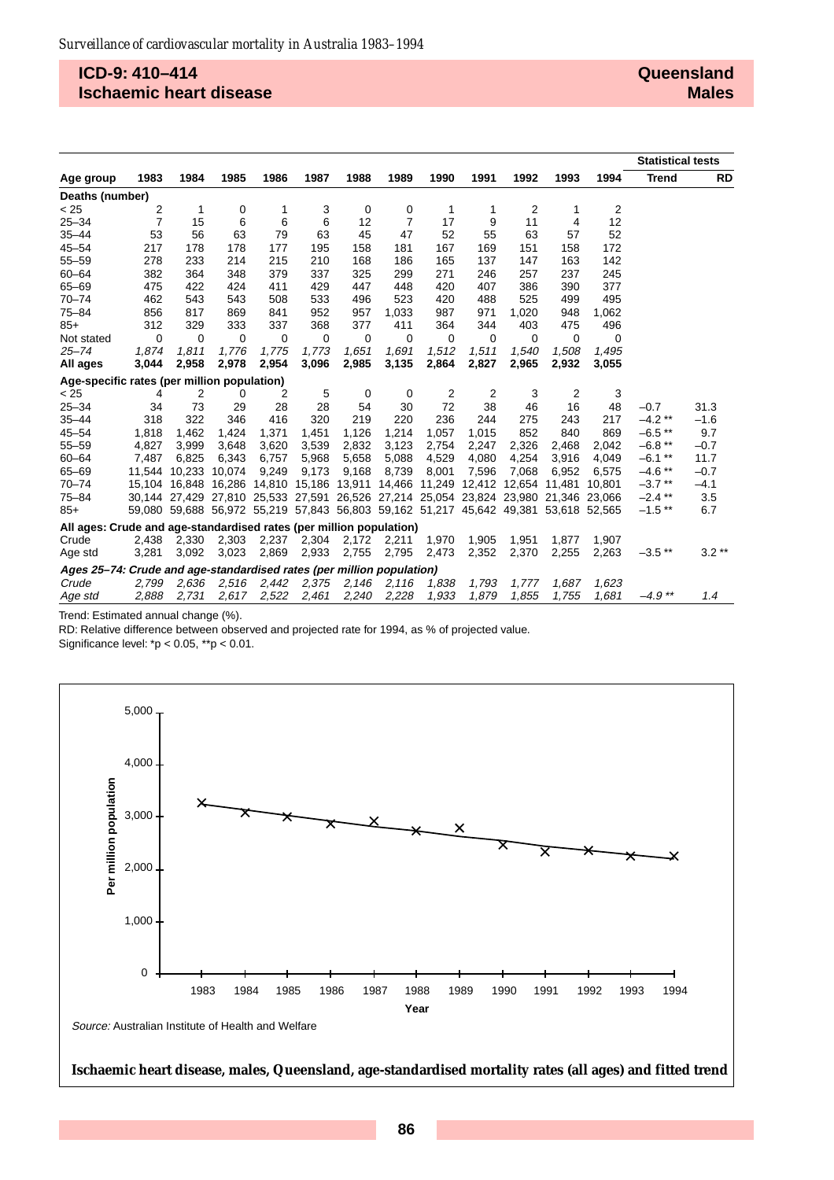## ICD-9: 410–414
## Ischaemic heart disease

## Queensland
## Males

| Age group | 1983 | 1984 | 1985 | 1986 | 1987 | 1988 | 1989 | 1990 | 1991 | 1992 | 1993 | 1994 | Statistical tests: Trend | RD |
|---|---|---|---|---|---|---|---|---|---|---|---|---|---|---|
| **Deaths (number)** | | | | | | | | | | | | | | |
| < 25 | 2 | 1 | 0 | 1 | 3 | 0 | 0 | 1 | 1 | 2 | 1 | 2 | | |
| 25–34 | 7 | 15 | 6 | 6 | 6 | 12 | 7 | 17 | 9 | 11 | 4 | 12 | | |
| 35–44 | 53 | 56 | 63 | 79 | 63 | 45 | 47 | 52 | 55 | 63 | 57 | 52 | | |
| 45–54 | 217 | 178 | 178 | 177 | 195 | 158 | 181 | 167 | 169 | 151 | 158 | 172 | | |
| 55–59 | 278 | 233 | 214 | 215 | 210 | 168 | 186 | 165 | 137 | 147 | 163 | 142 | | |
| 60–64 | 382 | 364 | 348 | 379 | 337 | 325 | 299 | 271 | 246 | 257 | 237 | 245 | | |
| 65–69 | 475 | 422 | 424 | 411 | 429 | 447 | 448 | 420 | 407 | 386 | 390 | 377 | | |
| 70–74 | 462 | 543 | 543 | 508 | 533 | 496 | 523 | 420 | 488 | 525 | 499 | 495 | | |
| 75–84 | 856 | 817 | 869 | 841 | 952 | 957 | 1,033 | 987 | 971 | 1,020 | 948 | 1,062 | | |
| 85+ | 312 | 329 | 333 | 337 | 368 | 377 | 411 | 364 | 344 | 403 | 475 | 496 | | |
| Not stated | 0 | 0 | 0 | 0 | 0 | 0 | 0 | 0 | 0 | 0 | 0 | 0 | | |
| *25–74* | *1,874* | *1,811* | *1,776* | *1,775* | *1,773* | *1,651* | *1,691* | *1,512* | *1,511* | *1,540* | *1,508* | *1,495* | | |
| **All ages** | **3,044** | **2,958** | **2,978** | **2,954** | **3,096** | **2,985** | **3,135** | **2,864** | **2,827** | **2,965** | **2,932** | **3,055** | | |
| **Age-specific rates (per million population)** | | | | | | | | | | | | | | |
| < 25 | 4 | 2 | 0 | 2 | 5 | 0 | 0 | 2 | 2 | 3 | 2 | 3 | | |
| 25–34 | 34 | 73 | 29 | 28 | 28 | 54 | 30 | 72 | 38 | 46 | 16 | 48 | –0.7 | 31.3 |
| 35–44 | 318 | 322 | 346 | 416 | 320 | 219 | 220 | 236 | 244 | 275 | 243 | 217 | –4.2 ** | –1.6 |
| 45–54 | 1,818 | 1,462 | 1,424 | 1,371 | 1,451 | 1,126 | 1,214 | 1,057 | 1,015 | 852 | 840 | 869 | –6.5 ** | 9.7 |
| 55–59 | 4,827 | 3,999 | 3,648 | 3,620 | 3,539 | 2,832 | 3,123 | 2,754 | 2,247 | 2,326 | 2,468 | 2,042 | –6.8 ** | –0.7 |
| 60–64 | 7,487 | 6,825 | 6,343 | 6,757 | 5,968 | 5,658 | 5,088 | 4,529 | 4,080 | 4,254 | 3,916 | 4,049 | –6.1 ** | 11.7 |
| 65–69 | 11,544 | 10,233 | 10,074 | 9,249 | 9,173 | 9,168 | 8,739 | 8,001 | 7,596 | 7,068 | 6,952 | 6,575 | –4.6 ** | –0.7 |
| 70–74 | 15,104 | 16,848 | 16,286 | 14,810 | 15,186 | 13,911 | 14,466 | 11,249 | 12,412 | 12,654 | 11,481 | 10,801 | –3.7 ** | –4.1 |
| 75–84 | 30,144 | 27,429 | 27,810 | 25,533 | 27,591 | 26,526 | 27,214 | 25,054 | 23,824 | 23,980 | 21,346 | 23,066 | –2.4 ** | 3.5 |
| 85+ | 59,080 | 59,688 | 56,972 | 55,219 | 57,843 | 56,803 | 59,162 | 51,217 | 45,642 | 49,381 | 53,618 | 52,565 | –1.5 ** | 6.7 |
| **All ages: Crude and age-standardised rates (per million population)** | | | | | | | | | | | | | | |
| Crude | 2,438 | 2,330 | 2,303 | 2,237 | 2,304 | 2,172 | 2,211 | 1,970 | 1,905 | 1,951 | 1,877 | 1,907 | | |
| Age std | 3,281 | 3,092 | 3,023 | 2,869 | 2,933 | 2,755 | 2,795 | 2,473 | 2,352 | 2,370 | 2,255 | 2,263 | –3.5 ** | 3.2 ** |
| ***Ages 25–74: Crude and age-standardised rates (per million population)*** | | | | | | | | | | | | | | |
| *Crude* | *2,799* | *2,636* | *2,516* | *2,442* | *2,375* | *2,146* | *2,116* | *1,838* | *1,793* | *1,777* | *1,687* | *1,623* | | |
| *Age std* | *2,888* | *2,731* | *2,617* | *2,522* | *2,461* | *2,240* | *2,228* | *1,933* | *1,879* | *1,855* | *1,755* | *1,681* | *–4.9 ** * | *1.4* |

Trend: Estimated annual change (%).

RD: Relative difference between observed and projected rate for 1994, as % of projected value.

Significance level: *p < 0.05, **p < 0.01.

*Source:* Australian Institute of Health and Welfare

**Ischaemic heart disease, males, Queensland, age-standardised mortality rates (all ages) and fitted trend**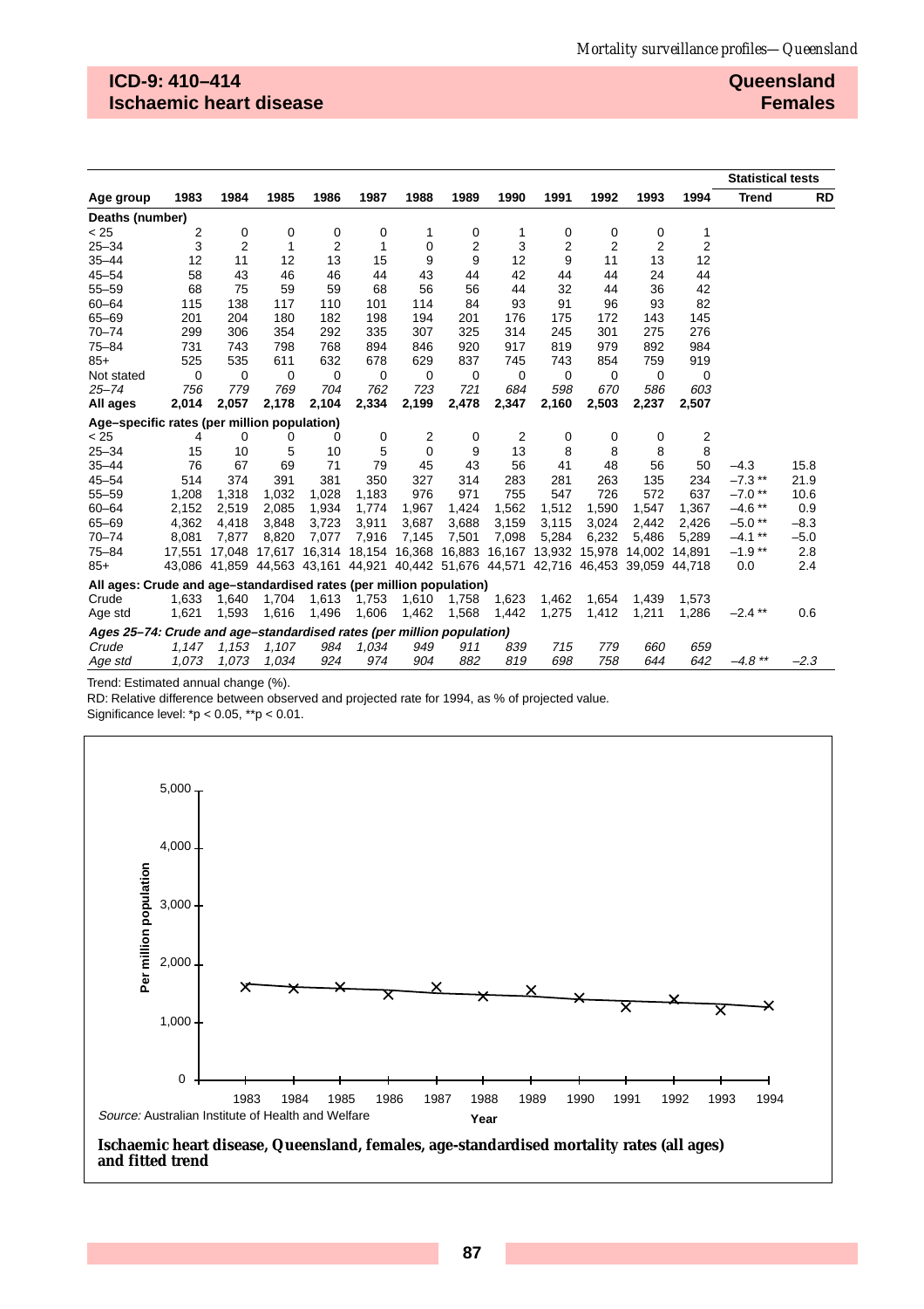## ICD-9: 410–414 Ischaemic heart disease

## Queensland Females

| Age group | 1983 | 1984 | 1985 | 1986 | 1987 | 1988 | 1989 | 1990 | 1991 | 1992 | 1993 | 1994 | Statistical tests: Trend | RD |
|---|---|---|---|---|---|---|---|---|---|---|---|---|---|---|
| **Deaths (number)** | | | | | | | | | | | | | | |
| < 25 | 2 | 0 | 0 | 0 | 0 | 1 | 0 | 1 | 0 | 0 | 0 | 1 | | |
| 25–34 | 3 | 2 | 1 | 2 | 1 | 0 | 2 | 3 | 2 | 2 | 2 | 2 | | |
| 35–44 | 12 | 11 | 12 | 13 | 15 | 9 | 9 | 12 | 9 | 11 | 13 | 12 | | |
| 45–54 | 58 | 43 | 46 | 46 | 44 | 43 | 44 | 42 | 44 | 44 | 24 | 44 | | |
| 55–59 | 68 | 75 | 59 | 59 | 68 | 56 | 56 | 44 | 32 | 44 | 36 | 42 | | |
| 60–64 | 115 | 138 | 117 | 110 | 101 | 114 | 84 | 93 | 91 | 96 | 93 | 82 | | |
| 65–69 | 201 | 204 | 180 | 182 | 198 | 194 | 201 | 176 | 175 | 172 | 143 | 145 | | |
| 70–74 | 299 | 306 | 354 | 292 | 335 | 307 | 325 | 314 | 245 | 301 | 275 | 276 | | |
| 75–84 | 731 | 743 | 798 | 768 | 894 | 846 | 920 | 917 | 819 | 979 | 892 | 984 | | |
| 85+ | 525 | 535 | 611 | 632 | 678 | 629 | 837 | 745 | 743 | 854 | 759 | 919 | | |
| Not stated | 0 | 0 | 0 | 0 | 0 | 0 | 0 | 0 | 0 | 0 | 0 | 0 | | |
| *25–74* | *756* | *779* | *769* | *704* | *762* | *723* | *721* | *684* | *598* | *670* | *586* | *603* | | |
| **All ages** | **2,014** | **2,057** | **2,178** | **2,104** | **2,334** | **2,199** | **2,478** | **2,347** | **2,160** | **2,503** | **2,237** | **2,507** | | |
| **Age–specific rates (per million population)** | | | | | | | | | | | | | | |
| < 25 | 4 | 0 | 0 | 0 | 0 | 2 | 0 | 2 | 0 | 0 | 0 | 2 | | |
| 25–34 | 15 | 10 | 5 | 10 | 5 | 0 | 9 | 13 | 8 | 8 | 8 | 8 | | |
| 35–44 | 76 | 67 | 69 | 71 | 79 | 45 | 43 | 56 | 41 | 48 | 56 | 50 | –4.3 | 15.8 |
| 45–54 | 514 | 374 | 391 | 381 | 350 | 327 | 314 | 283 | 281 | 263 | 135 | 234 | –7.3 ** | 21.9 |
| 55–59 | 1,208 | 1,318 | 1,032 | 1,028 | 1,183 | 976 | 971 | 755 | 547 | 726 | 572 | 637 | –7.0 ** | 10.6 |
| 60–64 | 2,152 | 2,519 | 2,085 | 1,934 | 1,774 | 1,967 | 1,424 | 1,562 | 1,512 | 1,590 | 1,547 | 1,367 | –4.6 ** | 0.9 |
| 65–69 | 4,362 | 4,418 | 3,848 | 3,723 | 3,911 | 3,687 | 3,688 | 3,159 | 3,115 | 3,024 | 2,442 | 2,426 | –5.0 ** | –8.3 |
| 70–74 | 8,081 | 7,877 | 8,820 | 7,077 | 7,916 | 7,145 | 7,501 | 7,098 | 5,284 | 6,232 | 5,486 | 5,289 | –4.1 ** | –5.0 |
| 75–84 | 17,551 | 17,048 | 17,617 | 16,314 | 18,154 | 16,368 | 16,883 | 16,167 | 13,932 | 15,978 | 14,002 | 14,891 | –1.9 ** | 2.8 |
| 85+ | 43,086 | 41,859 | 44,563 | 43,161 | 44,921 | 40,442 | 51,676 | 44,571 | 42,716 | 46,453 | 39,059 | 44,718 | 0.0 | 2.4 |
| **All ages: Crude and age–standardised rates (per million population)** | | | | | | | | | | | | | | |
| Crude | 1,633 | 1,640 | 1,704 | 1,613 | 1,753 | 1,610 | 1,758 | 1,623 | 1,462 | 1,654 | 1,439 | 1,573 | | |
| Age std | 1,621 | 1,593 | 1,616 | 1,496 | 1,606 | 1,462 | 1,568 | 1,442 | 1,275 | 1,412 | 1,211 | 1,286 | –2.4 ** | 0.6 |
| ***Ages 25–74: Crude and age–standardised rates (per million population)*** | | | | | | | | | | | | | | |
| *Crude* | *1,147* | *1,153* | *1,107* | *984* | *1,034* | *949* | *911* | *839* | *715* | *779* | *660* | *659* | | |
| *Age std* | *1,073* | *1,073* | *1,034* | *924* | *974* | *904* | *882* | *819* | *698* | *758* | *644* | *642* | *–4.8 ***| *–2.3* |

Trend: Estimated annual change (%).

RD: Relative difference between observed and projected rate for 1994, as % of projected value.

Significance level: *p < 0.05, **p < 0.01.

*Source:* Australian Institute of Health and Welfare

**Ischaemic heart disease, Queensland, females, age-standardised mortality rates (all ages) and fitted trend**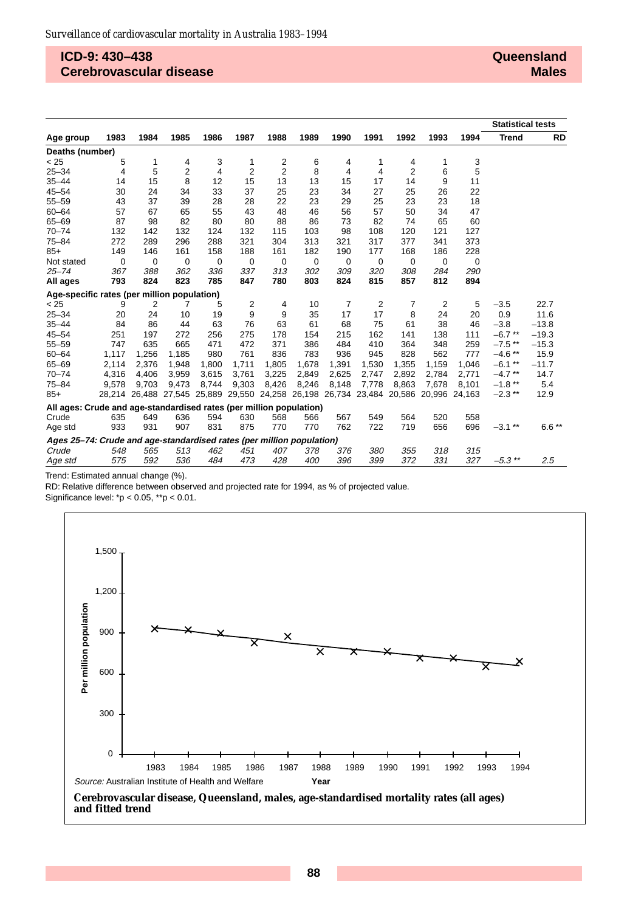## ICD-9: 430–438 Cerebrovascular disease

## Queensland Males

| Age group | 1983 | 1984 | 1985 | 1986 | 1987 | 1988 | 1989 | 1990 | 1991 | 1992 | 1993 | 1994 | Statistical tests: Trend | RD |
|---|---|---|---|---|---|---|---|---|---|---|---|---|---|---|
| **Deaths (number)** | | | | | | | | | | | | | | |
| < 25 | 5 | 1 | 4 | 3 | 1 | 2 | 6 | 4 | 1 | 4 | 1 | 3 | | |
| 25–34 | 4 | 5 | 2 | 4 | 2 | 2 | 8 | 4 | 4 | 2 | 6 | 5 | | |
| 35–44 | 14 | 15 | 8 | 12 | 15 | 13 | 13 | 15 | 17 | 14 | 9 | 11 | | |
| 45–54 | 30 | 24 | 34 | 33 | 37 | 25 | 23 | 34 | 27 | 25 | 26 | 22 | | |
| 55–59 | 43 | 37 | 39 | 28 | 28 | 22 | 23 | 29 | 25 | 23 | 23 | 18 | | |
| 60–64 | 57 | 67 | 65 | 55 | 43 | 48 | 46 | 56 | 57 | 50 | 34 | 47 | | |
| 65–69 | 87 | 98 | 82 | 80 | 80 | 88 | 86 | 73 | 82 | 74 | 65 | 60 | | |
| 70–74 | 132 | 142 | 132 | 124 | 132 | 115 | 103 | 98 | 108 | 120 | 121 | 127 | | |
| 75–84 | 272 | 289 | 296 | 288 | 321 | 304 | 313 | 321 | 317 | 377 | 341 | 373 | | |
| 85+ | 149 | 146 | 161 | 158 | 188 | 161 | 182 | 190 | 177 | 168 | 186 | 228 | | |
| Not stated | 0 | 0 | 0 | 0 | 0 | 0 | 0 | 0 | 0 | 0 | 0 | 0 | | |
| *25–74* | *367* | *388* | *362* | *336* | *337* | *313* | *302* | *309* | *320* | *308* | *284* | *290* | | |
| **All ages** | **793** | **824** | **823** | **785** | **847** | **780** | **803** | **824** | **815** | **857** | **812** | **894** | | |
| **Age-specific rates (per million population)** | | | | | | | | | | | | | | |
| < 25 | 9 | 2 | 7 | 5 | 2 | 4 | 10 | 7 | 2 | 7 | 2 | 5 | −3.5 | 22.7 |
| 25–34 | 20 | 24 | 10 | 19 | 9 | 9 | 35 | 17 | 17 | 8 | 24 | 20 | 0.9 | 11.6 |
| 35–44 | 84 | 86 | 44 | 63 | 76 | 63 | 61 | 68 | 75 | 61 | 38 | 46 | −3.8 | −13.8 |
| 45–54 | 251 | 197 | 272 | 256 | 275 | 178 | 154 | 215 | 162 | 141 | 138 | 111 | −6.7 ** | −19.3 |
| 55–59 | 747 | 635 | 665 | 471 | 472 | 371 | 386 | 484 | 410 | 364 | 348 | 259 | −7.5 ** | −15.3 |
| 60–64 | 1,117 | 1,256 | 1,185 | 980 | 761 | 836 | 783 | 936 | 945 | 828 | 562 | 777 | −4.6 ** | 15.9 |
| 65–69 | 2,114 | 2,376 | 1,948 | 1,800 | 1,711 | 1,805 | 1,678 | 1,391 | 1,530 | 1,355 | 1,159 | 1,046 | −6.1 ** | −11.7 |
| 70–74 | 4,316 | 4,406 | 3,959 | 3,615 | 3,761 | 3,225 | 2,849 | 2,625 | 2,747 | 2,892 | 2,784 | 2,771 | −4.7 ** | 14.7 |
| 75–84 | 9,578 | 9,703 | 9,473 | 8,744 | 9,303 | 8,426 | 8,246 | 8,148 | 7,778 | 8,863 | 7,678 | 8,101 | −1.8 ** | 5.4 |
| 85+ | 28,214 | 26,488 | 27,545 | 25,889 | 29,550 | 24,258 | 26,198 | 26,734 | 23,484 | 20,586 | 20,996 | 24,163 | −2.3 ** | 12.9 |
| **All ages: Crude and age-standardised rates (per million population)** | | | | | | | | | | | | | | |
| Crude | 635 | 649 | 636 | 594 | 630 | 568 | 566 | 567 | 549 | 564 | 520 | 558 | | |
| Age std | 933 | 931 | 907 | 831 | 875 | 770 | 770 | 762 | 722 | 719 | 656 | 696 | −3.1 ** | 6.6 ** |
| ***Ages 25–74: Crude and age-standardised rates (per million population)*** | | | | | | | | | | | | | | |
| *Crude* | *548* | *565* | *513* | *462* | *451* | *407* | *378* | *376* | *380* | *355* | *318* | *315* | | |
| *Age std* | *575* | *592* | *536* | *484* | *473* | *428* | *400* | *396* | *399* | *372* | *331* | *327* | *−5.3 \*\** | *2.5* |

Trend: Estimated annual change (%).

RD: Relative difference between observed and projected rate for 1994, as % of projected value.

Significance level: *p < 0.05, **p < 0.01.

*Source:* Australian Institute of Health and Welfare

**Cerebrovascular disease, Queensland, males, age-standardised mortality rates (all ages) and fitted trend**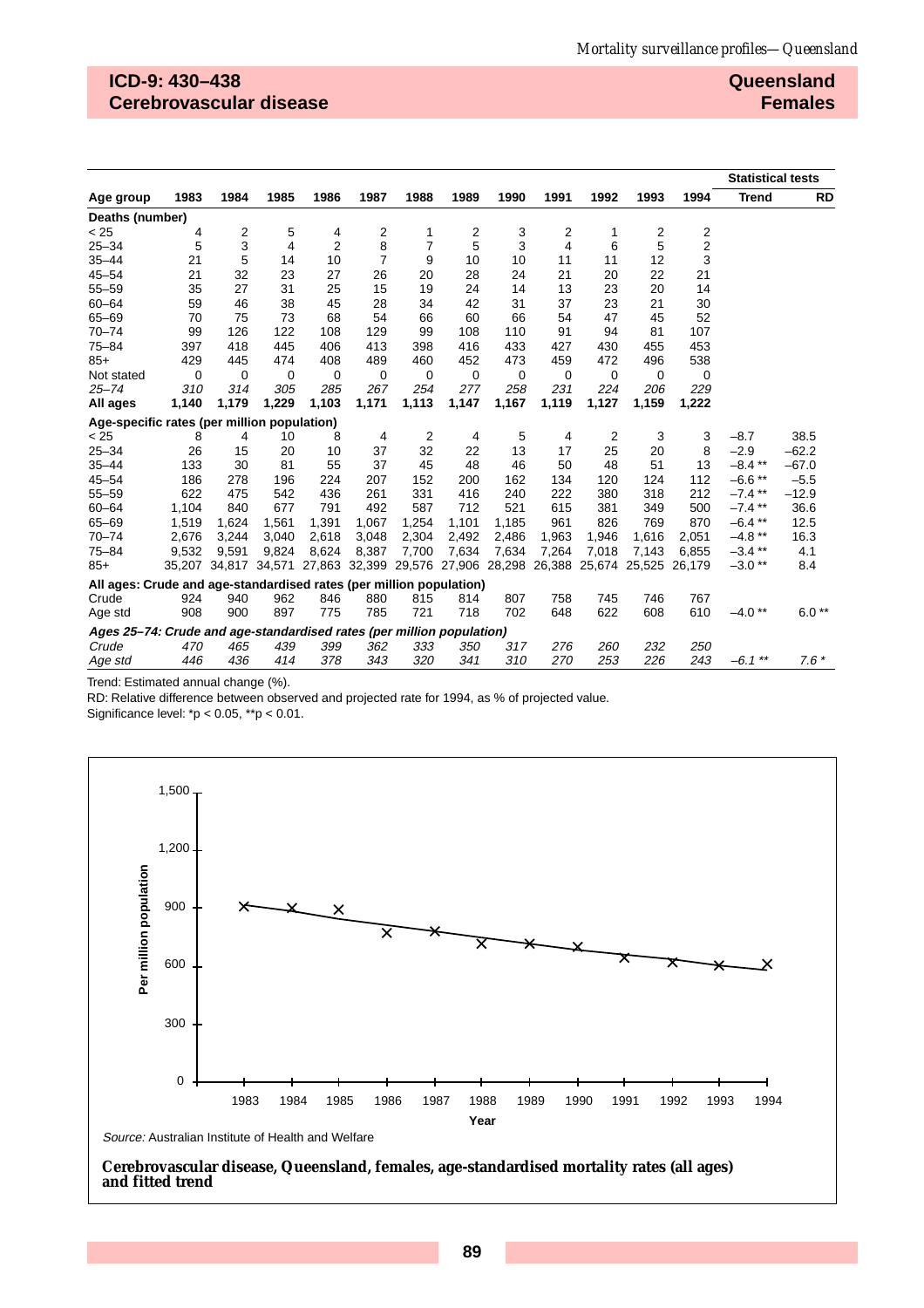## ICD-9: 430–438 Cerebrovascular disease

## Queensland Females

| Age group | 1983 | 1984 | 1985 | 1986 | 1987 | 1988 | 1989 | 1990 | 1991 | 1992 | 1993 | 1994 | Statistical tests: Trend | RD |
|---|---|---|---|---|---|---|---|---|---|---|---|---|---|---|
| **Deaths (number)** | | | | | | | | | | | | | | |
| < 25 | 4 | 2 | 5 | 4 | 2 | 1 | 2 | 3 | 2 | 1 | 2 | 2 | | |
| 25–34 | 5 | 3 | 4 | 2 | 8 | 7 | 5 | 3 | 4 | 6 | 5 | 2 | | |
| 35–44 | 21 | 5 | 14 | 10 | 7 | 9 | 10 | 10 | 11 | 11 | 12 | 3 | | |
| 45–54 | 21 | 32 | 23 | 27 | 26 | 20 | 28 | 24 | 21 | 20 | 22 | 21 | | |
| 55–59 | 35 | 27 | 31 | 25 | 15 | 19 | 24 | 14 | 13 | 23 | 20 | 14 | | |
| 60–64 | 59 | 46 | 38 | 45 | 28 | 34 | 42 | 31 | 37 | 23 | 21 | 30 | | |
| 65–69 | 70 | 75 | 73 | 68 | 54 | 66 | 60 | 66 | 54 | 47 | 45 | 52 | | |
| 70–74 | 99 | 126 | 122 | 108 | 129 | 99 | 108 | 110 | 91 | 94 | 81 | 107 | | |
| 75–84 | 397 | 418 | 445 | 406 | 413 | 398 | 416 | 433 | 427 | 430 | 455 | 453 | | |
| 85+ | 429 | 445 | 474 | 408 | 489 | 460 | 452 | 473 | 459 | 472 | 496 | 538 | | |
| Not stated | 0 | 0 | 0 | 0 | 0 | 0 | 0 | 0 | 0 | 0 | 0 | 0 | | |
| *25–74* | *310* | *314* | *305* | *285* | *267* | *254* | *277* | *258* | *231* | *224* | *206* | *229* | | |
| **All ages** | **1,140** | **1,179** | **1,229** | **1,103** | **1,171** | **1,113** | **1,147** | **1,167** | **1,119** | **1,127** | **1,159** | **1,222** | | |
| **Age-specific rates (per million population)** | | | | | | | | | | | | | | |
| < 25 | 8 | 4 | 10 | 8 | 4 | 2 | 4 | 5 | 4 | 2 | 3 | 3 | –8.7 | 38.5 |
| 25–34 | 26 | 15 | 20 | 10 | 37 | 32 | 22 | 13 | 17 | 25 | 20 | 8 | –2.9 | –62.2 |
| 35–44 | 133 | 30 | 81 | 55 | 37 | 45 | 48 | 46 | 50 | 48 | 51 | 13 | –8.4 ** | –67.0 |
| 45–54 | 186 | 278 | 196 | 224 | 207 | 152 | 200 | 162 | 134 | 120 | 124 | 112 | –6.6 ** | –5.5 |
| 55–59 | 622 | 475 | 542 | 436 | 261 | 331 | 416 | 240 | 222 | 380 | 318 | 212 | –7.4 ** | –12.9 |
| 60–64 | 1,104 | 840 | 677 | 791 | 492 | 587 | 712 | 521 | 615 | 381 | 349 | 500 | –7.4 ** | 36.6 |
| 65–69 | 1,519 | 1,624 | 1,561 | 1,391 | 1,067 | 1,254 | 1,101 | 1,185 | 961 | 826 | 769 | 870 | –6.4 ** | 12.5 |
| 70–74 | 2,676 | 3,244 | 3,040 | 2,618 | 3,048 | 2,304 | 2,492 | 2,486 | 1,963 | 1,946 | 1,616 | 2,051 | –4.8 ** | 16.3 |
| 75–84 | 9,532 | 9,591 | 9,824 | 8,624 | 8,387 | 7,700 | 7,634 | 7,634 | 7,264 | 7,018 | 7,143 | 6,855 | –3.4 ** | 4.1 |
| 85+ | 35,207 | 34,817 | 34,571 | 27,863 | 32,399 | 29,576 | 27,906 | 28,298 | 26,388 | 25,674 | 25,525 | 26,179 | –3.0 ** | 8.4 |
| **All ages: Crude and age-standardised rates (per million population)** | | | | | | | | | | | | | | |
| Crude | 924 | 940 | 962 | 846 | 880 | 815 | 814 | 807 | 758 | 745 | 746 | 767 | | |
| Age std | 908 | 900 | 897 | 775 | 785 | 721 | 718 | 702 | 648 | 622 | 608 | 610 | –4.0 ** | 6.0 ** |
| ***Ages 25–74: Crude and age-standardised rates (per million population)*** | | | | | | | | | | | | | | |
| *Crude* | *470* | *465* | *439* | *399* | *362* | *333* | *350* | *317* | *276* | *260* | *232* | *250* | | |
| *Age std* | *446* | *436* | *414* | *378* | *343* | *320* | *341* | *310* | *270* | *253* | *226* | *243* | *–6.1 ** * | *7.6 ** |

Trend: Estimated annual change (%).

RD: Relative difference between observed and projected rate for 1994, as % of projected value.

Significance level: *p < 0.05, **p < 0.01.

*Source:* Australian Institute of Health and Welfare

**Cerebrovascular disease, Queensland, females, age-standardised mortality rates (all ages) and fitted trend**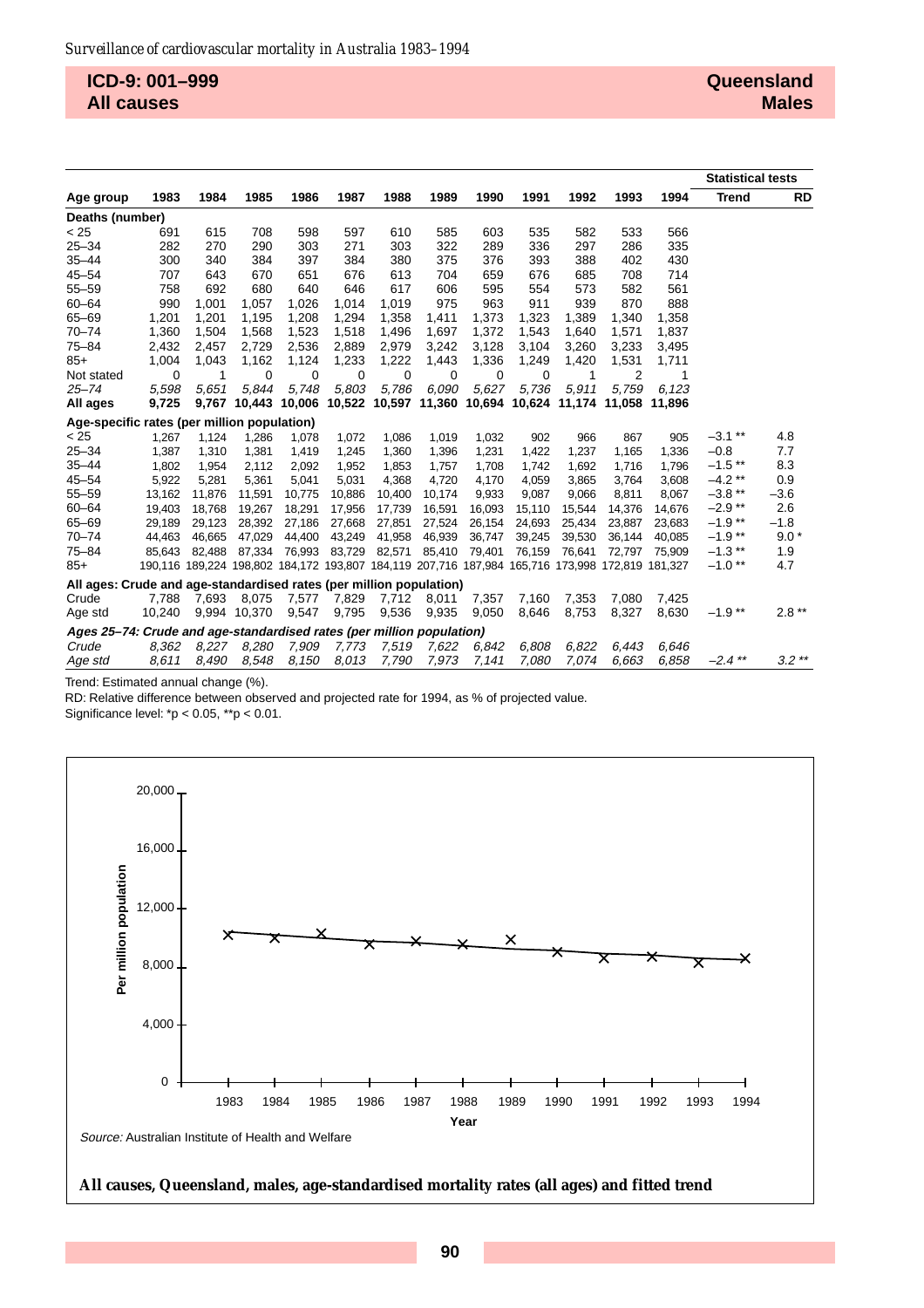## ICD-9: 001–999
## All causes

## Queensland
## Males

| Age group | 1983 | 1984 | 1985 | 1986 | 1987 | 1988 | 1989 | 1990 | 1991 | 1992 | 1993 | 1994 | Statistical tests: Trend | RD |
|---|---|---|---|---|---|---|---|---|---|---|---|---|---|---|
| **Deaths (number)** | | | | | | | | | | | | | | |
| < 25 | 691 | 615 | 708 | 598 | 597 | 610 | 585 | 603 | 535 | 582 | 533 | 566 | | |
| 25–34 | 282 | 270 | 290 | 303 | 271 | 303 | 322 | 289 | 336 | 297 | 286 | 335 | | |
| 35–44 | 300 | 340 | 384 | 397 | 384 | 380 | 375 | 376 | 393 | 388 | 402 | 430 | | |
| 45–54 | 707 | 643 | 670 | 651 | 676 | 613 | 704 | 659 | 676 | 685 | 708 | 714 | | |
| 55–59 | 758 | 692 | 680 | 640 | 646 | 617 | 606 | 595 | 554 | 573 | 582 | 561 | | |
| 60–64 | 990 | 1,001 | 1,057 | 1,026 | 1,014 | 1,019 | 975 | 963 | 911 | 939 | 870 | 888 | | |
| 65–69 | 1,201 | 1,201 | 1,195 | 1,208 | 1,294 | 1,358 | 1,411 | 1,373 | 1,323 | 1,389 | 1,340 | 1,358 | | |
| 70–74 | 1,360 | 1,504 | 1,568 | 1,523 | 1,518 | 1,496 | 1,697 | 1,372 | 1,543 | 1,640 | 1,571 | 1,837 | | |
| 75–84 | 2,432 | 2,457 | 2,729 | 2,536 | 2,889 | 2,979 | 3,242 | 3,128 | 3,104 | 3,260 | 3,233 | 3,495 | | |
| 85+ | 1,004 | 1,043 | 1,162 | 1,124 | 1,233 | 1,222 | 1,443 | 1,336 | 1,249 | 1,420 | 1,531 | 1,711 | | |
| Not stated | 0 | 1 | 0 | 0 | 0 | 0 | 0 | 0 | 0 | 1 | 2 | 1 | | |
| *25–74* | *5,598* | *5,651* | *5,844* | *5,748* | *5,803* | *5,786* | *6,090* | *5,627* | *5,736* | *5,911* | *5,759* | *6,123* | | |
| **All ages** | **9,725** | **9,767** | **10,443** | **10,006** | **10,522** | **10,597** | **11,360** | **10,694** | **10,624** | **11,174** | **11,058** | **11,896** | | |
| **Age-specific rates (per million population)** | | | | | | | | | | | | | | |
| < 25 | 1,267 | 1,124 | 1,286 | 1,078 | 1,072 | 1,086 | 1,019 | 1,032 | 902 | 966 | 867 | 905 | −3.1 ** | 4.8 |
| 25–34 | 1,387 | 1,310 | 1,381 | 1,419 | 1,245 | 1,360 | 1,396 | 1,231 | 1,422 | 1,237 | 1,165 | 1,336 | −0.8 | 7.7 |
| 35–44 | 1,802 | 1,954 | 2,112 | 2,092 | 1,952 | 1,853 | 1,757 | 1,708 | 1,742 | 1,692 | 1,716 | 1,796 | −1.5 ** | 8.3 |
| 45–54 | 5,922 | 5,281 | 5,361 | 5,041 | 5,031 | 4,368 | 4,720 | 4,170 | 4,059 | 3,865 | 3,764 | 3,608 | −4.2 ** | 0.9 |
| 55–59 | 13,162 | 11,876 | 11,591 | 10,775 | 10,886 | 10,400 | 10,174 | 9,933 | 9,087 | 9,066 | 8,811 | 8,067 | −3.8 ** | −3.6 |
| 60–64 | 19,403 | 18,768 | 19,267 | 18,291 | 17,956 | 17,739 | 16,591 | 16,093 | 15,110 | 15,544 | 14,376 | 14,676 | −2.9 ** | 2.6 |
| 65–69 | 29,189 | 29,123 | 28,392 | 27,186 | 27,668 | 27,851 | 27,524 | 26,154 | 24,693 | 25,434 | 23,887 | 23,683 | −1.9 ** | −1.8 |
| 70–74 | 44,463 | 46,665 | 47,029 | 44,400 | 43,249 | 41,958 | 46,939 | 36,747 | 39,245 | 39,530 | 36,144 | 40,085 | −1.9 ** | 9.0 * |
| 75–84 | 85,643 | 82,488 | 87,334 | 76,993 | 83,729 | 82,571 | 85,410 | 79,401 | 76,159 | 76,641 | 72,797 | 75,909 | −1.3 ** | 1.9 |
| 85+ | 190,116 | 189,224 | 198,802 | 184,172 | 193,807 | 184,119 | 207,716 | 187,984 | 165,716 | 173,998 | 172,819 | 181,327 | −1.0 ** | 4.7 |
| **All ages: Crude and age-standardised rates (per million population)** | | | | | | | | | | | | | | |
| Crude | 7,788 | 7,693 | 8,075 | 7,577 | 7,829 | 7,712 | 8,011 | 7,357 | 7,160 | 7,353 | 7,080 | 7,425 | | |
| Age std | 10,240 | 9,994 | 10,370 | 9,547 | 9,795 | 9,536 | 9,935 | 9,050 | 8,646 | 8,753 | 8,327 | 8,630 | −1.9 ** | 2.8 ** |
| ***Ages 25–74: Crude and age-standardised rates (per million population)*** | | | | | | | | | | | | | | |
| *Crude* | *8,362* | *8,227* | *8,280* | *7,909* | *7,773* | *7,519* | *7,622* | *6,842* | *6,808* | *6,822* | *6,443* | *6,646* | | |
| *Age std* | *8,611* | *8,490* | *8,548* | *8,150* | *8,013* | *7,790* | *7,973* | *7,141* | *7,080* | *7,074* | *6,663* | *6,858* | *−2.4 ** | *3.2 ** |

Trend: Estimated annual change (%).

RD: Relative difference between observed and projected rate for 1994, as % of projected value.

Significance level: *p < 0.05, **p < 0.01.

*Source:* Australian Institute of Health and Welfare

**All causes, Queensland, males, age-standardised mortality rates (all ages) and fitted trend**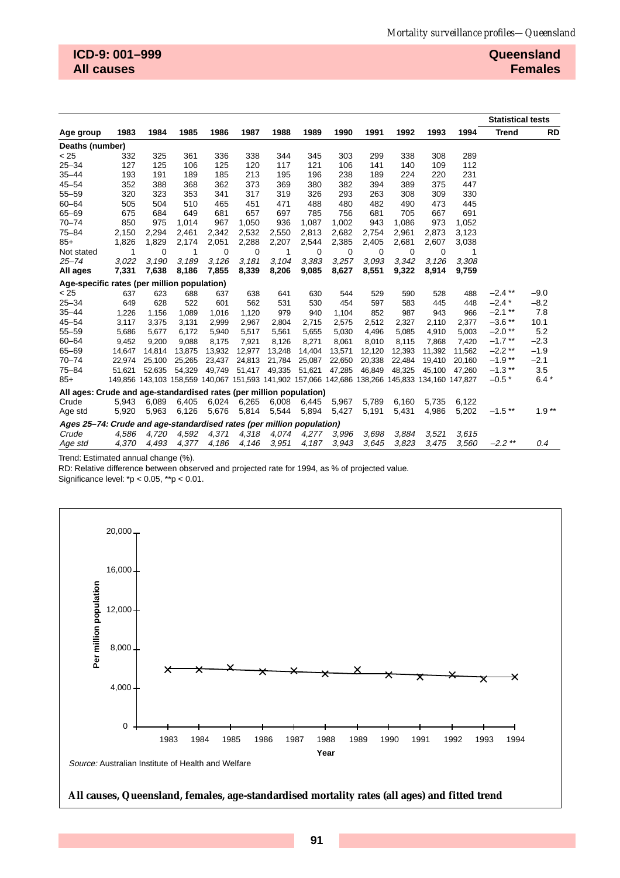**ICD-9: 001–999**
**All causes**

**Queensland**
**Females**

| Age group | 1983 | 1984 | 1985 | 1986 | 1987 | 1988 | 1989 | 1990 | 1991 | 1992 | 1993 | 1994 | Statistical tests: Trend | RD |
|---|---|---|---|---|---|---|---|---|---|---|---|---|---|---|
| **Deaths (number)** | | | | | | | | | | | | | | |
| < 25 | 332 | 325 | 361 | 336 | 338 | 344 | 345 | 303 | 299 | 338 | 308 | 289 | | |
| 25–34 | 127 | 125 | 106 | 125 | 120 | 117 | 121 | 106 | 141 | 140 | 109 | 112 | | |
| 35–44 | 193 | 191 | 189 | 185 | 213 | 195 | 196 | 238 | 189 | 224 | 220 | 231 | | |
| 45–54 | 352 | 388 | 368 | 362 | 373 | 369 | 380 | 382 | 394 | 389 | 375 | 447 | | |
| 55–59 | 320 | 323 | 353 | 341 | 317 | 319 | 326 | 293 | 263 | 308 | 309 | 330 | | |
| 60–64 | 505 | 504 | 510 | 465 | 451 | 471 | 488 | 480 | 482 | 490 | 473 | 445 | | |
| 65–69 | 675 | 684 | 649 | 681 | 657 | 697 | 785 | 756 | 681 | 705 | 667 | 691 | | |
| 70–74 | 850 | 975 | 1,014 | 967 | 1,050 | 936 | 1,087 | 1,002 | 943 | 1,086 | 973 | 1,052 | | |
| 75–84 | 2,150 | 2,294 | 2,461 | 2,342 | 2,532 | 2,550 | 2,813 | 2,682 | 2,754 | 2,961 | 2,873 | 3,123 | | |
| 85+ | 1,826 | 1,829 | 2,174 | 2,051 | 2,288 | 2,207 | 2,544 | 2,385 | 2,405 | 2,681 | 2,607 | 3,038 | | |
| Not stated | 1 | 0 | 1 | 0 | 0 | 1 | 0 | 0 | 0 | 0 | 0 | 1 | | |
| *25–74* | *3,022* | *3,190* | *3,189* | *3,126* | *3,181* | *3,104* | *3,383* | *3,257* | *3,093* | *3,342* | *3,126* | *3,308* | | |
| **All ages** | **7,331** | **7,638** | **8,186** | **7,855** | **8,339** | **8,206** | **9,085** | **8,627** | **8,551** | **9,322** | **8,914** | **9,759** | | |
| **Age-specific rates (per million population)** | | | | | | | | | | | | | | |
| < 25 | 637 | 623 | 688 | 637 | 638 | 641 | 630 | 544 | 529 | 590 | 528 | 488 | −2.4 ** | −9.0 |
| 25–34 | 649 | 628 | 522 | 601 | 562 | 531 | 530 | 454 | 597 | 583 | 445 | 448 | −2.4 * | −8.2 |
| 35–44 | 1,226 | 1,156 | 1,089 | 1,016 | 1,120 | 979 | 940 | 1,104 | 852 | 987 | 943 | 966 | −2.1 ** | 7.8 |
| 45–54 | 3,117 | 3,375 | 3,131 | 2,999 | 2,967 | 2,804 | 2,715 | 2,575 | 2,512 | 2,327 | 2,110 | 2,377 | −3.6 ** | 10.1 |
| 55–59 | 5,686 | 5,677 | 6,172 | 5,940 | 5,517 | 5,561 | 5,655 | 5,030 | 4,496 | 5,085 | 4,910 | 5,003 | −2.0 ** | 5.2 |
| 60–64 | 9,452 | 9,200 | 9,088 | 8,175 | 7,921 | 8,126 | 8,271 | 8,061 | 8,010 | 8,115 | 7,868 | 7,420 | −1.7 ** | −2.3 |
| 65–69 | 14,647 | 14,814 | 13,875 | 13,932 | 12,977 | 13,248 | 14,404 | 13,571 | 12,120 | 12,393 | 11,392 | 11,562 | −2.2 ** | −1.9 |
| 70–74 | 22,974 | 25,100 | 25,265 | 23,437 | 24,813 | 21,784 | 25,087 | 22,650 | 20,338 | 22,484 | 19,410 | 20,160 | −1.9 ** | −2.1 |
| 75–84 | 51,621 | 52,635 | 54,329 | 49,749 | 51,417 | 49,335 | 51,621 | 47,285 | 46,849 | 48,325 | 45,100 | 47,260 | −1.3 ** | 3.5 |
| 85+ | 149,856 | 143,103 | 158,559 | 140,067 | 151,593 | 141,902 | 157,066 | 142,686 | 138,266 | 145,833 | 134,160 | 147,827 | −0.5 * | 6.4 * |
| **All ages: Crude and age-standardised rates (per million population)** | | | | | | | | | | | | | | |
| Crude | 5,943 | 6,089 | 6,405 | 6,024 | 6,265 | 6,008 | 6,445 | 5,967 | 5,789 | 6,160 | 5,735 | 6,122 | | |
| Age std | 5,920 | 5,963 | 6,126 | 5,676 | 5,814 | 5,544 | 5,894 | 5,427 | 5,191 | 5,431 | 4,986 | 5,202 | −1.5 ** | 1.9 ** |
| ***Ages 25–74: Crude and age-standardised rates (per million population)*** | | | | | | | | | | | | | | |
| *Crude* | *4,586* | *4,720* | *4,592* | *4,371* | *4,318* | *4,074* | *4,277* | *3,996* | *3,698* | *3,884* | *3,521* | *3,615* | | |
| *Age std* | *4,370* | *4,493* | *4,377* | *4,186* | *4,146* | *3,951* | *4,187* | *3,943* | *3,645* | *3,823* | *3,475* | *3,560* | *−2.2 *** | *0.4* |

Trend: Estimated annual change (%).

RD: Relative difference between observed and projected rate for 1994, as % of projected value.

Significance level: *p < 0.05, **p < 0.01.

*Source:* Australian Institute of Health and Welfare

**All causes, Queensland, females, age-standardised mortality rates (all ages) and fitted trend**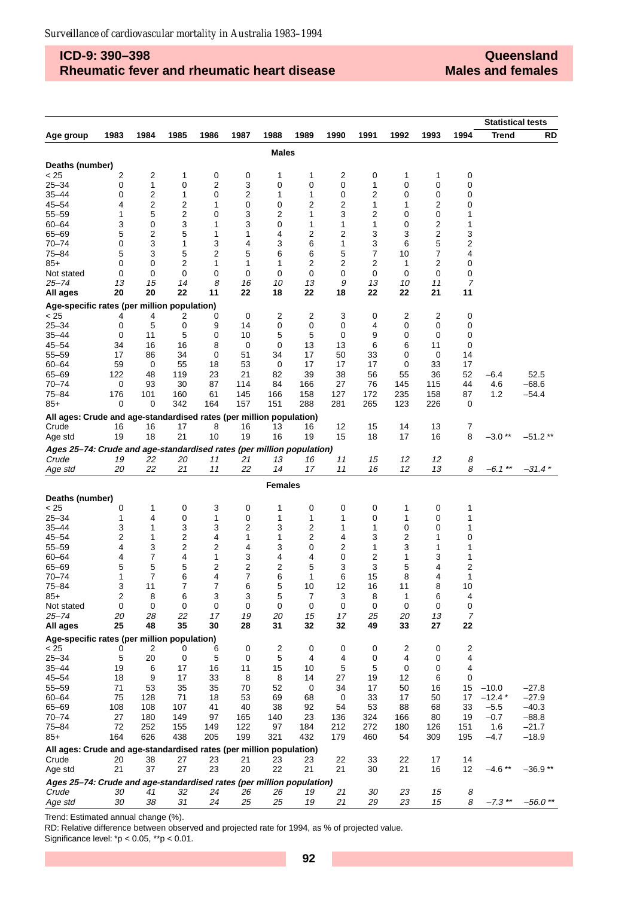## ICD-9: 390–398
## Rheumatic fever and rheumatic heart disease

## Queensland
## Males and females

| Age group | 1983 | 1984 | 1985 | 1986 | 1987 | 1988 | 1989 | 1990 | 1991 | 1992 | 1993 | 1994 | Statistical tests Trend | RD |
|---|---|---|---|---|---|---|---|---|---|---|---|---|---|---|
| | | | | | | **Males** | | | | | | | | |
| **Deaths (number)** | | | | | | | | | | | | | | |
| < 25 | 2 | 2 | 1 | 0 | 0 | 1 | 1 | 2 | 0 | 1 | 1 | 0 | | |
| 25–34 | 0 | 1 | 0 | 2 | 3 | 0 | 0 | 0 | 1 | 0 | 0 | 0 | | |
| 35–44 | 0 | 2 | 1 | 0 | 2 | 1 | 1 | 0 | 2 | 0 | 0 | 0 | | |
| 45–54 | 4 | 2 | 2 | 1 | 0 | 0 | 2 | 2 | 1 | 1 | 2 | 0 | | |
| 55–59 | 1 | 5 | 2 | 0 | 3 | 2 | 1 | 3 | 2 | 0 | 0 | 1 | | |
| 60–64 | 3 | 0 | 3 | 1 | 3 | 0 | 1 | 1 | 1 | 0 | 2 | 1 | | |
| 65–69 | 5 | 2 | 5 | 1 | 1 | 4 | 2 | 2 | 3 | 3 | 2 | 3 | | |
| 70–74 | 0 | 3 | 1 | 3 | 4 | 3 | 6 | 1 | 3 | 6 | 5 | 2 | | |
| 75–84 | 5 | 3 | 5 | 2 | 5 | 6 | 6 | 5 | 7 | 10 | 7 | 4 | | |
| 85+ | 0 | 0 | 2 | 1 | 1 | 1 | 2 | 2 | 2 | 1 | 2 | 0 | | |
| Not stated | 0 | 0 | 0 | 0 | 0 | 0 | 0 | 0 | 0 | 0 | 0 | 0 | | |
| *25–74* | *13* | *15* | *14* | *8* | *16* | *10* | *13* | *9* | *13* | *10* | *11* | *7* | | |
| **All ages** | **20** | **20** | **22** | **11** | **22** | **18** | **22** | **18** | **22** | **22** | **21** | **11** | | |
| **Age-specific rates (per million population)** | | | | | | | | | | | | | | |
| < 25 | 4 | 4 | 2 | 0 | 0 | 2 | 2 | 3 | 0 | 2 | 2 | 0 | | |
| 25–34 | 0 | 5 | 0 | 9 | 14 | 0 | 0 | 0 | 4 | 0 | 0 | 0 | | |
| 35–44 | 0 | 11 | 5 | 0 | 10 | 5 | 5 | 0 | 9 | 0 | 0 | 0 | | |
| 45–54 | 34 | 16 | 16 | 8 | 0 | 0 | 13 | 13 | 6 | 6 | 11 | 0 | | |
| 55–59 | 17 | 86 | 34 | 0 | 51 | 34 | 17 | 50 | 33 | 0 | 0 | 14 | | |
| 60–64 | 59 | 0 | 55 | 18 | 53 | 0 | 17 | 17 | 17 | 0 | 33 | 17 | | |
| 65–69 | 122 | 48 | 119 | 23 | 21 | 82 | 39 | 38 | 56 | 55 | 36 | 52 | –6.4 | 52.5 |
| 70–74 | 0 | 93 | 30 | 87 | 114 | 84 | 166 | 27 | 76 | 145 | 115 | 44 | 4.6 | –68.6 |
| 75–84 | 176 | 101 | 160 | 61 | 145 | 166 | 158 | 127 | 172 | 235 | 158 | 87 | 1.2 | –54.4 |
| 85+ | 0 | 0 | 342 | 164 | 157 | 151 | 288 | 281 | 265 | 123 | 226 | 0 | | |
| **All ages: Crude and age-standardised rates (per million population)** | | | | | | | | | | | | | | |
| Crude | 16 | 16 | 17 | 8 | 16 | 13 | 16 | 12 | 15 | 14 | 13 | 7 | | |
| Age std | 19 | 18 | 21 | 10 | 19 | 16 | 19 | 15 | 18 | 17 | 16 | 8 | –3.0 ** | –51.2 ** |
| ***Ages 25–74: Crude and age-standardised rates (per million population)*** | | | | | | | | | | | | | | |
| *Crude* | *19* | *22* | *20* | *11* | *21* | *13* | *16* | *11* | *15* | *12* | *12* | *8* | | |
| *Age std* | *20* | *22* | *21* | *11* | *22* | *14* | *17* | *11* | *16* | *12* | *13* | *8* | *–6.1 \*\** | *–31.4 \** |
| | | | | | | **Females** | | | | | | | | |
| **Deaths (number)** | | | | | | | | | | | | | | |
| < 25 | 0 | 1 | 0 | 3 | 0 | 1 | 0 | 0 | 0 | 1 | 0 | 1 | | |
| 25–34 | 1 | 4 | 0 | 1 | 0 | 1 | 1 | 1 | 0 | 1 | 0 | 1 | | |
| 35–44 | 3 | 1 | 3 | 3 | 2 | 3 | 2 | 1 | 1 | 0 | 0 | 1 | | |
| 45–54 | 2 | 1 | 2 | 4 | 1 | 1 | 2 | 4 | 3 | 2 | 1 | 0 | | |
| 55–59 | 4 | 3 | 2 | 2 | 4 | 3 | 0 | 2 | 1 | 3 | 1 | 1 | | |
| 60–64 | 4 | 7 | 4 | 1 | 3 | 4 | 4 | 0 | 2 | 1 | 3 | 1 | | |
| 65–69 | 5 | 5 | 5 | 2 | 2 | 2 | 5 | 3 | 3 | 5 | 4 | 2 | | |
| 70–74 | 1 | 7 | 6 | 4 | 7 | 6 | 1 | 6 | 15 | 8 | 4 | 1 | | |
| 75–84 | 3 | 11 | 7 | 7 | 6 | 5 | 10 | 12 | 16 | 11 | 8 | 10 | | |
| 85+ | 2 | 8 | 6 | 3 | 3 | 5 | 7 | 3 | 8 | 1 | 6 | 4 | | |
| Not stated | 0 | 0 | 0 | 0 | 0 | 0 | 0 | 0 | 0 | 0 | 0 | 0 | | |
| *25–74* | *20* | *28* | *22* | *17* | *19* | *20* | *15* | *17* | *25* | *20* | *13* | *7* | | |
| **All ages** | **25** | **48** | **35** | **30** | **28** | **31** | **32** | **32** | **49** | **33** | **27** | **22** | | |
| **Age-specific rates (per million population)** | | | | | | | | | | | | | | |
| < 25 | 0 | 2 | 0 | 6 | 0 | 2 | 0 | 0 | 0 | 2 | 0 | 2 | | |
| 25–34 | 5 | 20 | 0 | 5 | 0 | 5 | 4 | 4 | 0 | 4 | 0 | 4 | | |
| 35–44 | 19 | 6 | 17 | 16 | 11 | 15 | 10 | 5 | 5 | 0 | 0 | 4 | | |
| 45–54 | 18 | 9 | 17 | 33 | 8 | 8 | 14 | 27 | 19 | 12 | 6 | 0 | | |
| 55–59 | 71 | 53 | 35 | 35 | 70 | 52 | 0 | 34 | 17 | 50 | 16 | 15 | –10.0 | –27.8 |
| 60–64 | 75 | 128 | 71 | 18 | 53 | 69 | 68 | 0 | 33 | 17 | 50 | 17 | –12.4 * | –27.9 |
| 65–69 | 108 | 108 | 107 | 41 | 40 | 38 | 92 | 54 | 53 | 88 | 68 | 33 | –5.5 | –40.3 |
| 70–74 | 27 | 180 | 149 | 97 | 165 | 140 | 23 | 136 | 324 | 166 | 80 | 19 | –0.7 | –88.8 |
| 75–84 | 72 | 252 | 155 | 149 | 122 | 97 | 184 | 212 | 272 | 180 | 126 | 151 | 1.6 | –21.7 |
| 85+ | 164 | 626 | 438 | 205 | 199 | 321 | 432 | 179 | 460 | 54 | 309 | 195 | –4.7 | –18.9 |
| **All ages: Crude and age-standardised rates (per million population)** | | | | | | | | | | | | | | |
| Crude | 20 | 38 | 27 | 23 | 21 | 23 | 23 | 22 | 33 | 22 | 17 | 14 | | |
| Age std | 21 | 37 | 27 | 23 | 20 | 22 | 21 | 21 | 30 | 21 | 16 | 12 | –4.6 ** | –36.9 ** |
| ***Ages 25–74: Crude and age-standardised rates (per million population)*** | | | | | | | | | | | | | | |
| *Crude* | *30* | *41* | *32* | *24* | *26* | *26* | *19* | *21* | *30* | *23* | *15* | *8* | | |
| *Age std* | *30* | *38* | *31* | *24* | *25* | *25* | *19* | *21* | *29* | *23* | *15* | *8* | *–7.3 \*\** | *–56.0 \*\** |

Trend: Estimated annual change (%).

RD: Relative difference between observed and projected rate for 1994, as % of projected value.

Significance level: *$p < 0.05$, **$p < 0.01$.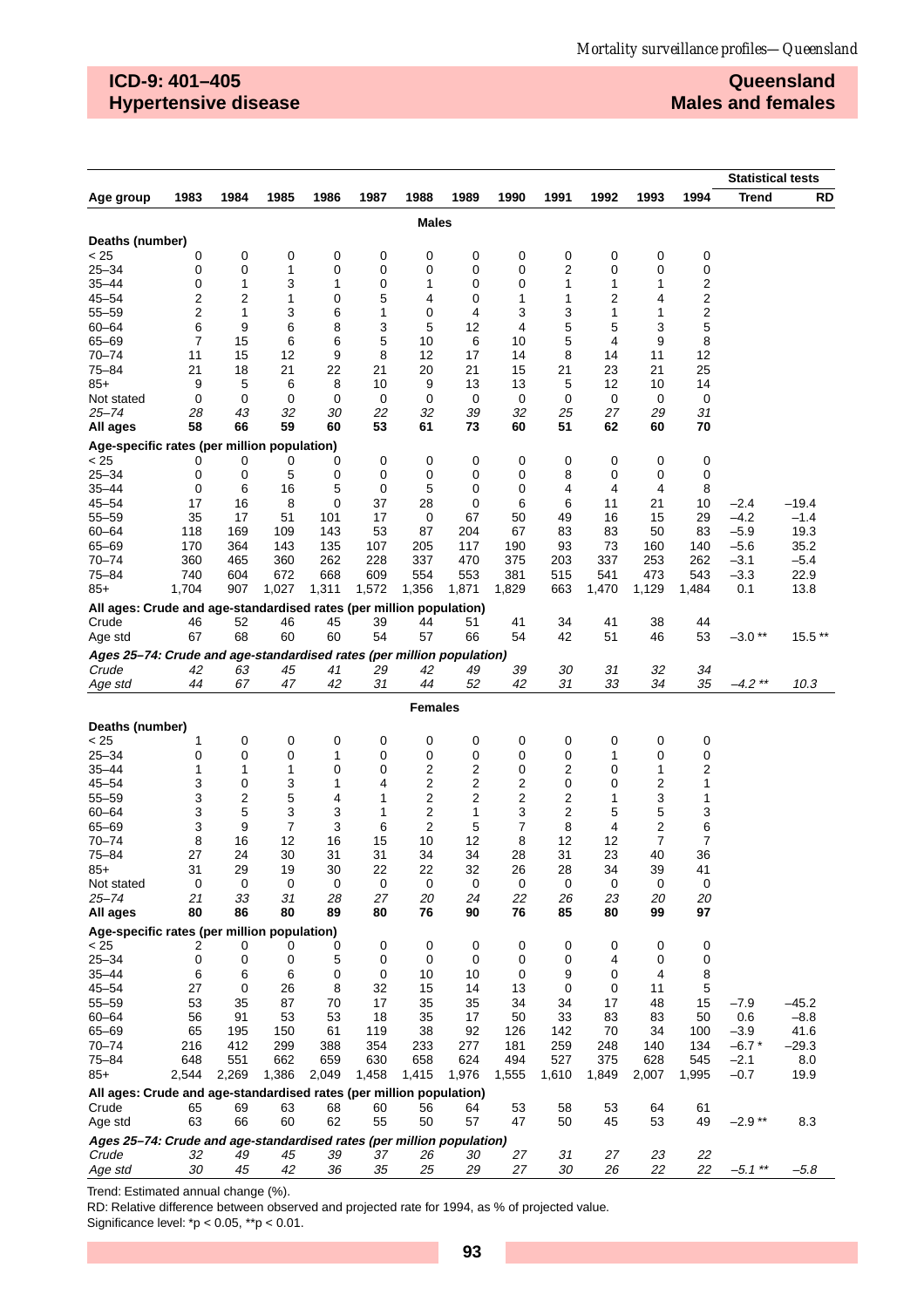## ICD-9: 401–405
## Hypertensive disease

## Queensland
## Males and females

| Age group | 1983 | 1984 | 1985 | 1986 | 1987 | 1988 | 1989 | 1990 | 1991 | 1992 | 1993 | 1994 | Statistical tests: Trend | RD |
|---|---|---|---|---|---|---|---|---|---|---|---|---|---|---|
| | | | | | | **Males** | | | | | | | | |
| **Deaths (number)** | | | | | | | | | | | | | | |
| < 25 | 0 | 0 | 0 | 0 | 0 | 0 | 0 | 0 | 0 | 0 | 0 | 0 | | |
| 25–34 | 0 | 0 | 1 | 0 | 0 | 0 | 0 | 0 | 2 | 0 | 0 | 0 | | |
| 35–44 | 0 | 1 | 3 | 1 | 0 | 1 | 0 | 0 | 1 | 1 | 1 | 2 | | |
| 45–54 | 2 | 2 | 1 | 0 | 5 | 4 | 0 | 1 | 1 | 2 | 4 | 2 | | |
| 55–59 | 2 | 1 | 3 | 6 | 1 | 0 | 4 | 3 | 3 | 1 | 1 | 2 | | |
| 60–64 | 6 | 9 | 6 | 8 | 3 | 5 | 12 | 4 | 5 | 5 | 3 | 5 | | |
| 65–69 | 7 | 15 | 6 | 6 | 5 | 10 | 6 | 10 | 5 | 4 | 9 | 8 | | |
| 70–74 | 11 | 15 | 12 | 9 | 8 | 12 | 17 | 14 | 8 | 14 | 11 | 12 | | |
| 75–84 | 21 | 18 | 21 | 22 | 21 | 20 | 21 | 15 | 21 | 23 | 21 | 25 | | |
| 85+ | 9 | 5 | 6 | 8 | 10 | 9 | 13 | 13 | 5 | 12 | 10 | 14 | | |
| Not stated | 0 | 0 | 0 | 0 | 0 | 0 | 0 | 0 | 0 | 0 | 0 | 0 | | |
| *25–74* | *28* | *43* | *32* | *30* | *22* | *32* | *39* | *32* | *25* | *27* | *29* | *31* | | |
| **All ages** | **58** | **66** | **59** | **60** | **53** | **61** | **73** | **60** | **51** | **62** | **60** | **70** | | |
| **Age-specific rates (per million population)** | | | | | | | | | | | | | | |
| < 25 | 0 | 0 | 0 | 0 | 0 | 0 | 0 | 0 | 0 | 0 | 0 | 0 | | |
| 25–34 | 0 | 0 | 5 | 0 | 0 | 0 | 0 | 0 | 8 | 0 | 0 | 0 | | |
| 35–44 | 0 | 6 | 16 | 5 | 0 | 5 | 0 | 0 | 4 | 4 | 4 | 8 | | |
| 45–54 | 17 | 16 | 8 | 0 | 37 | 28 | 0 | 6 | 6 | 11 | 21 | 10 | –2.4 | –19.4 |
| 55–59 | 35 | 17 | 51 | 101 | 17 | 0 | 67 | 50 | 49 | 16 | 15 | 29 | –4.2 | –1.4 |
| 60–64 | 118 | 169 | 109 | 143 | 53 | 87 | 204 | 67 | 83 | 83 | 50 | 83 | –5.9 | 19.3 |
| 65–69 | 170 | 364 | 143 | 135 | 107 | 205 | 117 | 190 | 93 | 73 | 160 | 140 | –5.6 | 35.2 |
| 70–74 | 360 | 465 | 360 | 262 | 228 | 337 | 470 | 375 | 203 | 337 | 253 | 262 | –3.1 | –5.4 |
| 75–84 | 740 | 604 | 672 | 668 | 609 | 554 | 553 | 381 | 515 | 541 | 473 | 543 | –3.3 | 22.9 |
| 85+ | 1,704 | 907 | 1,027 | 1,311 | 1,572 | 1,356 | 1,871 | 1,829 | 663 | 1,470 | 1,129 | 1,484 | 0.1 | 13.8 |
| **All ages: Crude and age-standardised rates (per million population)** | | | | | | | | | | | | | | |
| Crude | 46 | 52 | 46 | 45 | 39 | 44 | 51 | 41 | 34 | 41 | 38 | 44 | | |
| Age std | 67 | 68 | 60 | 60 | 54 | 57 | 66 | 54 | 42 | 51 | 46 | 53 | –3.0 ** | 15.5 ** |
| ***Ages 25–74: Crude and age-standardised rates (per million population)*** | | | | | | | | | | | | | | |
| *Crude* | *42* | *63* | *45* | *41* | *29* | *42* | *49* | *39* | *30* | *31* | *32* | *34* | | |
| *Age std* | *44* | *67* | *47* | *42* | *31* | *44* | *52* | *42* | *31* | *33* | *34* | *35* | *–4.2 ** *| *10.3* |
| | | | | | | **Females** | | | | | | | | |
| **Deaths (number)** | | | | | | | | | | | | | | |
| < 25 | 1 | 0 | 0 | 0 | 0 | 0 | 0 | 0 | 0 | 0 | 0 | 0 | | |
| 25–34 | 0 | 0 | 0 | 1 | 0 | 0 | 0 | 0 | 0 | 1 | 0 | 0 | | |
| 35–44 | 1 | 1 | 1 | 0 | 0 | 2 | 2 | 0 | 2 | 0 | 1 | 2 | | |
| 45–54 | 3 | 0 | 3 | 1 | 4 | 2 | 2 | 2 | 0 | 0 | 2 | 1 | | |
| 55–59 | 3 | 2 | 5 | 4 | 1 | 2 | 2 | 2 | 2 | 1 | 3 | 1 | | |
| 60–64 | 3 | 5 | 3 | 3 | 1 | 2 | 1 | 3 | 2 | 5 | 5 | 3 | | |
| 65–69 | 3 | 9 | 7 | 3 | 6 | 2 | 5 | 7 | 8 | 4 | 2 | 6 | | |
| 70–74 | 8 | 16 | 12 | 16 | 15 | 10 | 12 | 8 | 12 | 12 | 7 | 7 | | |
| 75–84 | 27 | 24 | 30 | 31 | 31 | 34 | 34 | 28 | 31 | 23 | 40 | 36 | | |
| 85+ | 31 | 29 | 19 | 30 | 22 | 22 | 32 | 26 | 28 | 34 | 39 | 41 | | |
| Not stated | 0 | 0 | 0 | 0 | 0 | 0 | 0 | 0 | 0 | 0 | 0 | 0 | | |
| *25–74* | *21* | *33* | *31* | *28* | *27* | *20* | *24* | *22* | *26* | *23* | *20* | *20* | | |
| **All ages** | **80** | **86** | **80** | **89** | **80** | **76** | **90** | **76** | **85** | **80** | **99** | **97** | | |
| **Age-specific rates (per million population)** | | | | | | | | | | | | | | |
| < 25 | 2 | 0 | 0 | 0 | 0 | 0 | 0 | 0 | 0 | 0 | 0 | 0 | | |
| 25–34 | 0 | 0 | 0 | 5 | 0 | 0 | 0 | 0 | 0 | 4 | 0 | 0 | | |
| 35–44 | 6 | 6 | 6 | 0 | 0 | 10 | 10 | 0 | 9 | 0 | 4 | 8 | | |
| 45–54 | 27 | 0 | 26 | 8 | 32 | 15 | 14 | 13 | 0 | 0 | 11 | 5 | | |
| 55–59 | 53 | 35 | 87 | 70 | 17 | 35 | 35 | 34 | 34 | 17 | 48 | 15 | –7.9 | –45.2 |
| 60–64 | 56 | 91 | 53 | 53 | 18 | 35 | 17 | 50 | 33 | 83 | 83 | 50 | 0.6 | –8.8 |
| 65–69 | 65 | 195 | 150 | 61 | 119 | 38 | 92 | 126 | 142 | 70 | 34 | 100 | –3.9 | 41.6 |
| 70–74 | 216 | 412 | 299 | 388 | 354 | 233 | 277 | 181 | 259 | 248 | 140 | 134 | –6.7 * | –29.3 |
| 75–84 | 648 | 551 | 662 | 659 | 630 | 658 | 624 | 494 | 527 | 375 | 628 | 545 | –2.1 | 8.0 |
| 85+ | 2,544 | 2,269 | 1,386 | 2,049 | 1,458 | 1,415 | 1,976 | 1,555 | 1,610 | 1,849 | 2,007 | 1,995 | –0.7 | 19.9 |
| **All ages: Crude and age-standardised rates (per million population)** | | | | | | | | | | | | | | |
| Crude | 65 | 69 | 63 | 68 | 60 | 56 | 64 | 53 | 58 | 53 | 64 | 61 | | |
| Age std | 63 | 66 | 60 | 62 | 55 | 50 | 57 | 47 | 50 | 45 | 53 | 49 | –2.9 ** | 8.3 |
| ***Ages 25–74: Crude and age-standardised rates (per million population)*** | | | | | | | | | | | | | | |
| *Crude* | *32* | *49* | *45* | *39* | *37* | *26* | *30* | *27* | *31* | *27* | *23* | *22* | | |
| *Age std* | *30* | *45* | *42* | *36* | *35* | *25* | *29* | *27* | *30* | *26* | *22* | *22* | *–5.1 ** *| *–5.8* |

Trend: Estimated annual change (%).

RD: Relative difference between observed and projected rate for 1994, as % of projected value.

Significance level: *p < 0.05, **p < 0.01.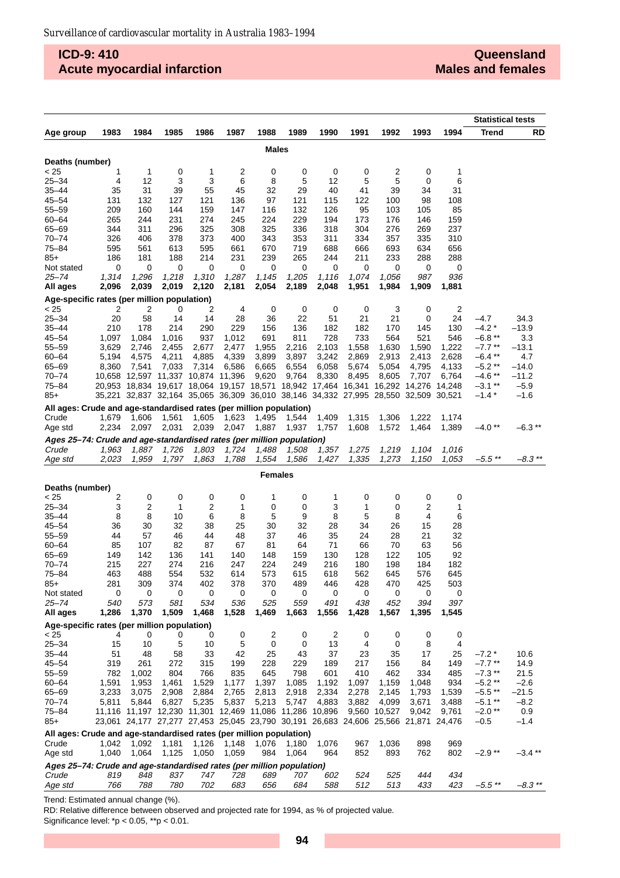**ICD-9: 410**
**Acute myocardial infarction**

**Queensland**
**Males and females**

| Age group | 1983 | 1984 | 1985 | 1986 | 1987 | 1988 | 1989 | 1990 | 1991 | 1992 | 1993 | 1994 | Statistical tests Trend | RD |
|---|---|---|---|---|---|---|---|---|---|---|---|---|---|---|
| | | | | | | | **Males** | | | | | | | |
| **Deaths (number)** | | | | | | | | | | | | | | |
| < 25 | 1 | 1 | 0 | 1 | 2 | 0 | 0 | 0 | 0 | 2 | 0 | 1 | | |
| 25–34 | 4 | 12 | 3 | 3 | 6 | 8 | 5 | 12 | 5 | 5 | 0 | 6 | | |
| 35–44 | 35 | 31 | 39 | 55 | 45 | 32 | 29 | 40 | 41 | 39 | 34 | 31 | | |
| 45–54 | 131 | 132 | 127 | 121 | 136 | 97 | 121 | 115 | 122 | 100 | 98 | 108 | | |
| 55–59 | 209 | 160 | 144 | 159 | 147 | 116 | 132 | 126 | 95 | 103 | 105 | 85 | | |
| 60–64 | 265 | 244 | 231 | 274 | 245 | 224 | 229 | 194 | 173 | 176 | 146 | 159 | | |
| 65–69 | 344 | 311 | 296 | 325 | 308 | 325 | 336 | 318 | 304 | 276 | 269 | 237 | | |
| 70–74 | 326 | 406 | 378 | 373 | 400 | 343 | 353 | 311 | 334 | 357 | 335 | 310 | | |
| 75–84 | 595 | 561 | 613 | 595 | 661 | 670 | 719 | 688 | 666 | 693 | 634 | 656 | | |
| 85+ | 186 | 181 | 188 | 214 | 231 | 239 | 265 | 244 | 211 | 233 | 288 | 288 | | |
| Not stated | 0 | 0 | 0 | 0 | 0 | 0 | 0 | 0 | 0 | 0 | 0 | 0 | | |
| *25–74* | *1,314* | *1,296* | *1,218* | *1,310* | *1,287* | *1,145* | *1,205* | *1,116* | *1,074* | *1,056* | *987* | *936* | | |
| **All ages** | **2,096** | **2,039** | **2,019** | **2,120** | **2,181** | **2,054** | **2,189** | **2,048** | **1,951** | **1,984** | **1,909** | **1,881** | | |
| **Age-specific rates (per million population)** | | | | | | | | | | | | | | |
| < 25 | 2 | 2 | 0 | 2 | 4 | 0 | 0 | 0 | 0 | 3 | 0 | 2 | | |
| 25–34 | 20 | 58 | 14 | 14 | 28 | 36 | 22 | 51 | 21 | 21 | 0 | 24 | –4.7 | 34.3 |
| 35–44 | 210 | 178 | 214 | 290 | 229 | 156 | 136 | 182 | 182 | 170 | 145 | 130 | –4.2 * | –13.9 |
| 45–54 | 1,097 | 1,084 | 1,016 | 937 | 1,012 | 691 | 811 | 728 | 733 | 564 | 521 | 546 | –6.8 ** | 3.3 |
| 55–59 | 3,629 | 2,746 | 2,455 | 2,677 | 2,477 | 1,955 | 2,216 | 2,103 | 1,558 | 1,630 | 1,590 | 1,222 | –7.7 ** | –13.1 |
| 60–64 | 5,194 | 4,575 | 4,211 | 4,885 | 4,339 | 3,899 | 3,897 | 3,242 | 2,869 | 2,913 | 2,413 | 2,628 | –6.4 ** | 4.7 |
| 65–69 | 8,360 | 7,541 | 7,033 | 7,314 | 6,586 | 6,665 | 6,554 | 6,058 | 5,674 | 5,054 | 4,795 | 4,133 | –5.2 ** | –14.0 |
| 70–74 | 10,658 | 12,597 | 11,337 | 10,874 | 11,396 | 9,620 | 9,764 | 8,330 | 8,495 | 8,605 | 7,707 | 6,764 | –4.6 ** | –11.2 |
| 75–84 | 20,953 | 18,834 | 19,617 | 18,064 | 19,157 | 18,571 | 18,942 | 17,464 | 16,341 | 16,292 | 14,276 | 14,248 | –3.1 ** | –5.9 |
| 85+ | 35,221 | 32,837 | 32,164 | 35,065 | 36,309 | 36,010 | 38,146 | 34,332 | 27,995 | 28,550 | 32,509 | 30,521 | –1.4 * | –1.6 |
| **All ages: Crude and age-standardised rates (per million population)** | | | | | | | | | | | | | | |
| Crude | 1,679 | 1,606 | 1,561 | 1,605 | 1,623 | 1,495 | 1,544 | 1,409 | 1,315 | 1,306 | 1,222 | 1,174 | | |
| Age std | 2,234 | 2,097 | 2,031 | 2,039 | 2,047 | 1,887 | 1,937 | 1,757 | 1,608 | 1,572 | 1,464 | 1,389 | –4.0 ** | –6.3 ** |
| ***Ages 25–74: Crude and age-standardised rates (per million population)*** | | | | | | | | | | | | | | |
| *Crude* | *1,963* | *1,887* | *1,726* | *1,803* | *1,724* | *1,488* | *1,508* | *1,357* | *1,275* | *1,219* | *1,104* | *1,016* | | |
| *Age std* | *2,023* | *1,959* | *1,797* | *1,863* | *1,788* | *1,554* | *1,586* | *1,427* | *1,335* | *1,273* | *1,150* | *1,053* | *–5.5 ** | *–8.3 ** |
| | | | | | | | **Females** | | | | | | | |
| **Deaths (number)** | | | | | | | | | | | | | | |
| < 25 | 2 | 0 | 0 | 0 | 0 | 1 | 0 | 1 | 0 | 0 | 0 | 0 | | |
| 25–34 | 3 | 2 | 1 | 2 | 1 | 0 | 0 | 3 | 1 | 0 | 2 | 1 | | |
| 35–44 | 8 | 8 | 10 | 6 | 8 | 5 | 9 | 8 | 5 | 8 | 4 | 6 | | |
| 45–54 | 36 | 30 | 32 | 38 | 25 | 30 | 32 | 28 | 34 | 26 | 15 | 28 | | |
| 55–59 | 44 | 57 | 46 | 44 | 48 | 37 | 46 | 35 | 24 | 28 | 21 | 32 | | |
| 60–64 | 85 | 107 | 82 | 87 | 67 | 81 | 64 | 71 | 66 | 70 | 63 | 56 | | |
| 65–69 | 149 | 142 | 136 | 141 | 140 | 148 | 159 | 130 | 128 | 122 | 105 | 92 | | |
| 70–74 | 215 | 227 | 274 | 216 | 247 | 224 | 249 | 216 | 180 | 198 | 184 | 182 | | |
| 75–84 | 463 | 488 | 554 | 532 | 614 | 573 | 615 | 618 | 562 | 645 | 576 | 645 | | |
| 85+ | 281 | 309 | 374 | 402 | 378 | 370 | 489 | 446 | 428 | 470 | 425 | 503 | | |
| Not stated | 0 | 0 | 0 | 0 | 0 | 0 | 0 | 0 | 0 | 0 | 0 | 0 | | |
| *25–74* | *540* | *573* | *581* | *534* | *536* | *525* | *559* | *491* | *438* | *452* | *394* | *397* | | |
| **All ages** | **1,286** | **1,370** | **1,509** | **1,468** | **1,528** | **1,469** | **1,663** | **1,556** | **1,428** | **1,567** | **1,395** | **1,545** | | |
| **Age-specific rates (per million population)** | | | | | | | | | | | | | | |
| < 25 | 4 | 0 | 0 | 0 | 0 | 2 | 0 | 2 | 0 | 0 | 0 | 0 | | |
| 25–34 | 15 | 10 | 5 | 10 | 5 | 0 | 0 | 13 | 4 | 0 | 8 | 4 | | |
| 35–44 | 51 | 48 | 58 | 33 | 42 | 25 | 43 | 37 | 23 | 35 | 17 | 25 | –7.2 * | 10.6 |
| 45–54 | 319 | 261 | 272 | 315 | 199 | 228 | 229 | 189 | 217 | 156 | 84 | 149 | –7.7 ** | 14.9 |
| 55–59 | 782 | 1,002 | 804 | 766 | 835 | 645 | 798 | 601 | 410 | 462 | 334 | 485 | –7.3 ** | 21.5 |
| 60–64 | 1,591 | 1,953 | 1,461 | 1,529 | 1,177 | 1,397 | 1,085 | 1,192 | 1,097 | 1,159 | 1,048 | 934 | –5.2 ** | –2.6 |
| 65–69 | 3,233 | 3,075 | 2,908 | 2,884 | 2,765 | 2,813 | 2,918 | 2,334 | 2,278 | 2,145 | 1,793 | 1,539 | –5.5 ** | –21.5 |
| 70–74 | 5,811 | 5,844 | 6,827 | 5,235 | 5,837 | 5,213 | 5,747 | 4,883 | 3,882 | 4,099 | 3,671 | 3,488 | –5.1 ** | –8.2 |
| 75–84 | 11,116 | 11,197 | 12,230 | 11,301 | 12,469 | 11,086 | 11,286 | 10,896 | 9,560 | 10,527 | 9,042 | 9,761 | –2.0 ** | 0.9 |
| 85+ | 23,061 | 24,177 | 27,277 | 27,453 | 25,045 | 23,790 | 30,191 | 26,683 | 24,606 | 25,566 | 21,871 | 24,476 | –0.5 | –1.4 |
| **All ages: Crude and age-standardised rates (per million population)** | | | | | | | | | | | | | | |
| Crude | 1,042 | 1,092 | 1,181 | 1,126 | 1,148 | 1,076 | 1,180 | 1,076 | 967 | 1,036 | 898 | 969 | | |
| Age std | 1,040 | 1,064 | 1,125 | 1,050 | 1,059 | 984 | 1,064 | 964 | 852 | 893 | 762 | 802 | –2.9 ** | –3.4 ** |
| ***Ages 25–74: Crude and age-standardised rates (per million population)*** | | | | | | | | | | | | | | |
| *Crude* | *819* | *848* | *837* | *747* | *728* | *689* | *707* | *602* | *524* | *525* | *444* | *434* | | |
| *Age std* | *766* | *788* | *780* | *702* | *683* | *656* | *684* | *588* | *512* | *513* | *433* | *423* | *–5.5 ** | *–8.3 ** |

Trend: Estimated annual change (%).

RD: Relative difference between observed and projected rate for 1994, as % of projected value.

Significance level: *p < 0.05, **p < 0.01.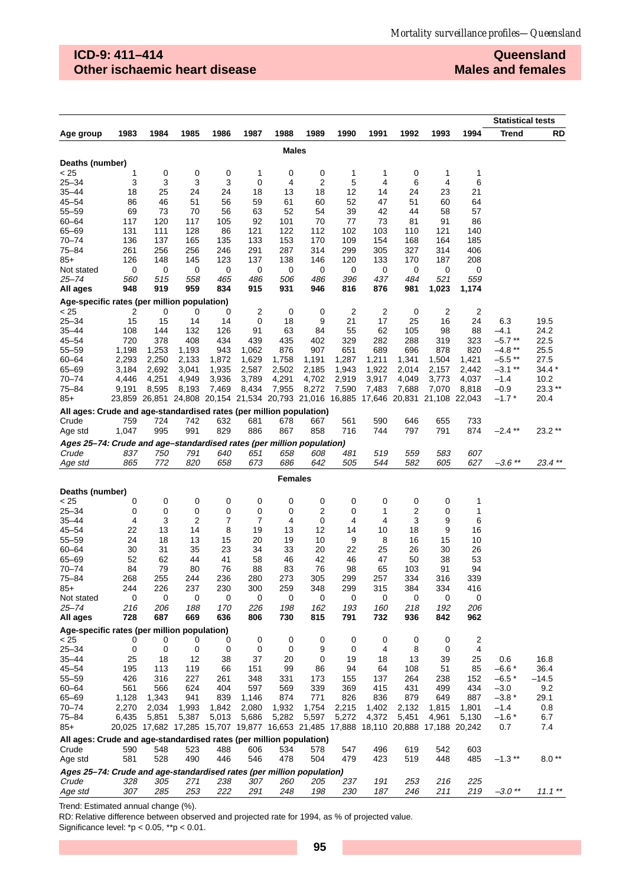**ICD-9: 411–414**
**Other ischaemic heart disease**

**Queensland**
**Males and females**

| Age group | 1983 | 1984 | 1985 | 1986 | 1987 | 1988 | 1989 | 1990 | 1991 | 1992 | 1993 | 1994 | Statistical tests Trend | RD |
|---|---|---|---|---|---|---|---|---|---|---|---|---|---|---|
| | | | | | | **Males** | | | | | | | | |
| **Deaths (number)** | | | | | | | | | | | | | | |
| < 25 | 1 | 0 | 0 | 0 | 1 | 0 | 0 | 1 | 1 | 0 | 1 | 1 | | |
| 25–34 | 3 | 3 | 3 | 3 | 0 | 4 | 2 | 5 | 4 | 6 | 4 | 6 | | |
| 35–44 | 18 | 25 | 24 | 24 | 18 | 13 | 18 | 12 | 14 | 24 | 23 | 21 | | |
| 45–54 | 86 | 46 | 51 | 56 | 59 | 61 | 60 | 52 | 47 | 51 | 60 | 64 | | |
| 55–59 | 69 | 73 | 70 | 56 | 63 | 52 | 54 | 39 | 42 | 44 | 58 | 57 | | |
| 60–64 | 117 | 120 | 117 | 105 | 92 | 101 | 70 | 77 | 73 | 81 | 91 | 86 | | |
| 65–69 | 131 | 111 | 128 | 86 | 121 | 122 | 112 | 102 | 103 | 110 | 121 | 140 | | |
| 70–74 | 136 | 137 | 165 | 135 | 133 | 153 | 170 | 109 | 154 | 168 | 164 | 185 | | |
| 75–84 | 261 | 256 | 256 | 246 | 291 | 287 | 314 | 299 | 305 | 327 | 314 | 406 | | |
| 85+ | 126 | 148 | 145 | 123 | 137 | 138 | 146 | 120 | 133 | 170 | 187 | 208 | | |
| Not stated | 0 | 0 | 0 | 0 | 0 | 0 | 0 | 0 | 0 | 0 | 0 | 0 | | |
| *25–74* | *560* | *515* | *558* | *465* | *486* | *506* | *486* | *396* | *437* | *484* | *521* | *559* | | |
| **All ages** | **948** | **919** | **959** | **834** | **915** | **931** | **946** | **816** | **876** | **981** | **1,023** | **1,174** | | |
| **Age-specific rates (per million population)** | | | | | | | | | | | | | | |
| < 25 | 2 | 0 | 0 | 0 | 2 | 0 | 0 | 2 | 2 | 0 | 2 | 2 | | |
| 25–34 | 15 | 15 | 14 | 14 | 0 | 18 | 9 | 21 | 17 | 25 | 16 | 24 | 6.3 | 19.5 |
| 35–44 | 108 | 144 | 132 | 126 | 91 | 63 | 84 | 55 | 62 | 105 | 98 | 88 | –4.1 | 24.2 |
| 45–54 | 720 | 378 | 408 | 434 | 439 | 435 | 402 | 329 | 282 | 288 | 319 | 323 | –5.7 ** | 22.5 |
| 55–59 | 1,198 | 1,253 | 1,193 | 943 | 1,062 | 876 | 907 | 651 | 689 | 696 | 878 | 820 | –4.8 ** | 25.5 |
| 60–64 | 2,293 | 2,250 | 2,133 | 1,872 | 1,629 | 1,758 | 1,191 | 1,287 | 1,211 | 1,341 | 1,504 | 1,421 | –5.5 ** | 27.5 |
| 65–69 | 3,184 | 2,692 | 3,041 | 1,935 | 2,587 | 2,502 | 2,185 | 1,943 | 1,922 | 2,014 | 2,157 | 2,442 | –3.1 ** | 34.4 * |
| 70–74 | 4,446 | 4,251 | 4,949 | 3,936 | 3,789 | 4,291 | 4,702 | 2,919 | 3,917 | 4,049 | 3,773 | 4,037 | –1.4 | 10.2 |
| 75–84 | 9,191 | 8,595 | 8,193 | 7,469 | 8,434 | 7,955 | 8,272 | 7,590 | 7,483 | 7,688 | 7,070 | 8,818 | –0.9 | 23.3 ** |
| 85+ | 23,859 | 26,851 | 24,808 | 20,154 | 21,534 | 20,793 | 21,016 | 16,885 | 17,646 | 20,831 | 21,108 | 22,043 | –1.7 * | 20.4 |
| **All ages: Crude and age-standardised rates (per million population)** | | | | | | | | | | | | | | |
| Crude | 759 | 724 | 742 | 632 | 681 | 678 | 667 | 561 | 590 | 646 | 655 | 733 | | |
| Age std | 1,047 | 995 | 991 | 829 | 886 | 867 | 858 | 716 | 744 | 797 | 791 | 874 | –2.4 ** | 23.2 ** |
| ***Ages 25–74: Crude and age–standardised rates (per million population)*** | | | | | | | | | | | | | | |
| *Crude* | *837* | *750* | *791* | *640* | *651* | *658* | *608* | *481* | *519* | *559* | *583* | *607* | | |
| *Age std* | *865* | *772* | *820* | *658* | *673* | *686* | *642* | *505* | *544* | *582* | *605* | *627* | *–3.6 \*\** | *23.4 \*\** |
| | | | | | | **Females** | | | | | | | | |
| **Deaths (number)** | | | | | | | | | | | | | | |
| < 25 | 0 | 0 | 0 | 0 | 0 | 0 | 0 | 0 | 0 | 0 | 0 | 1 | | |
| 25–34 | 0 | 0 | 0 | 0 | 0 | 0 | 2 | 0 | 1 | 2 | 0 | 1 | | |
| 35–44 | 4 | 3 | 2 | 7 | 7 | 4 | 0 | 4 | 4 | 3 | 9 | 6 | | |
| 45–54 | 22 | 13 | 14 | 8 | 19 | 13 | 12 | 14 | 10 | 18 | 9 | 16 | | |
| 55–59 | 24 | 18 | 13 | 15 | 20 | 19 | 10 | 9 | 8 | 16 | 15 | 10 | | |
| 60–64 | 30 | 31 | 35 | 23 | 34 | 33 | 20 | 22 | 25 | 26 | 30 | 26 | | |
| 65–69 | 52 | 62 | 44 | 41 | 58 | 46 | 42 | 46 | 47 | 50 | 38 | 53 | | |
| 70–74 | 84 | 79 | 80 | 76 | 88 | 83 | 76 | 98 | 65 | 103 | 91 | 94 | | |
| 75–84 | 268 | 255 | 244 | 236 | 280 | 273 | 305 | 299 | 257 | 334 | 316 | 339 | | |
| 85+ | 244 | 226 | 237 | 230 | 300 | 259 | 348 | 299 | 315 | 384 | 334 | 416 | | |
| Not stated | 0 | 0 | 0 | 0 | 0 | 0 | 0 | 0 | 0 | 0 | 0 | 0 | | |
| *25–74* | *216* | *206* | *188* | *170* | *226* | *198* | *162* | *193* | *160* | *218* | *192* | *206* | | |
| **All ages** | **728** | **687** | **669** | **636** | **806** | **730** | **815** | **791** | **732** | **936** | **842** | **962** | | |
| **Age-specific rates (per million population)** | | | | | | | | | | | | | | |
| < 25 | 0 | 0 | 0 | 0 | 0 | 0 | 0 | 0 | 0 | 0 | 0 | 2 | | |
| 25–34 | 0 | 0 | 0 | 0 | 0 | 0 | 9 | 0 | 4 | 8 | 0 | 4 | | |
| 35–44 | 25 | 18 | 12 | 38 | 37 | 20 | 0 | 19 | 18 | 13 | 39 | 25 | 0.6 | 16.8 |
| 45–54 | 195 | 113 | 119 | 66 | 151 | 99 | 86 | 94 | 64 | 108 | 51 | 85 | –6.6 * | 36.4 |
| 55–59 | 426 | 316 | 227 | 261 | 348 | 331 | 173 | 155 | 137 | 264 | 238 | 152 | –6.5 * | –14.5 |
| 60–64 | 561 | 566 | 624 | 404 | 597 | 569 | 339 | 369 | 415 | 431 | 499 | 434 | –3.0 | 9.2 |
| 65–69 | 1,128 | 1,343 | 941 | 839 | 1,146 | 874 | 771 | 826 | 836 | 879 | 649 | 887 | –3.8 * | 29.1 |
| 70–74 | 2,270 | 2,034 | 1,993 | 1,842 | 2,080 | 1,932 | 1,754 | 2,215 | 1,402 | 2,132 | 1,815 | 1,801 | –1.4 | 0.8 |
| 75–84 | 6,435 | 5,851 | 5,387 | 5,013 | 5,686 | 5,282 | 5,597 | 5,272 | 4,372 | 5,451 | 4,961 | 5,130 | –1.6 * | 6.7 |
| 85+ | 20,025 | 17,682 | 17,285 | 15,707 | 19,877 | 16,653 | 21,485 | 17,888 | 18,110 | 20,888 | 17,188 | 20,242 | 0.7 | 7.4 |
| **All ages: Crude and age-standardised rates (per million population)** | | | | | | | | | | | | | | |
| Crude | 590 | 548 | 523 | 488 | 606 | 534 | 578 | 547 | 496 | 619 | 542 | 603 | | |
| Age std | 581 | 528 | 490 | 446 | 546 | 478 | 504 | 479 | 423 | 519 | 448 | 485 | –1.3 ** | 8.0 ** |
| ***Ages 25–74: Crude and age-standardised rates (per million population)*** | | | | | | | | | | | | | | |
| *Crude* | *328* | *305* | *271* | *238* | *307* | *260* | *205* | *237* | *191* | *253* | *216* | *225* | | |
| *Age std* | *307* | *285* | *253* | *222* | *291* | *248* | *198* | *230* | *187* | *246* | *211* | *219* | *–3.0 \*\** | *11.1 \*\** |

Trend: Estimated annual change (%).
RD: Relative difference between observed and projected rate for 1994, as % of projected value.
Significance level: *p < 0.05, **p < 0.01.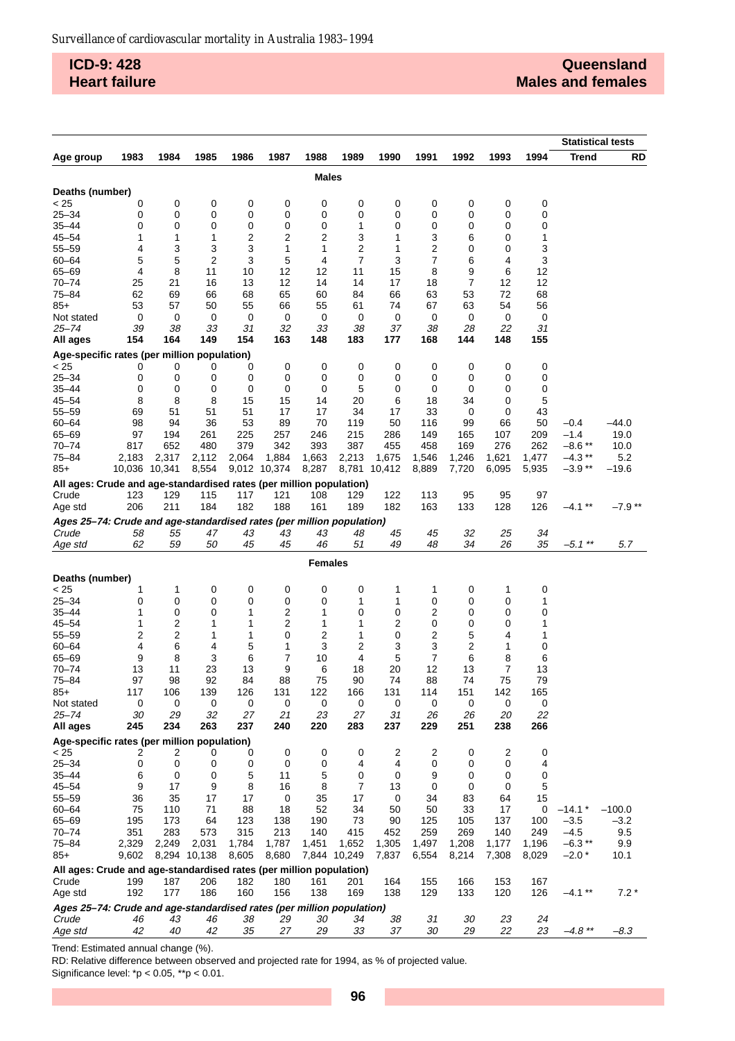## ICD-9: 428 Heart failure

## Queensland Males and females

| Age group | 1983 | 1984 | 1985 | 1986 | 1987 | 1988 | 1989 | 1990 | 1991 | 1992 | 1993 | 1994 | Statistical tests Trend | RD |
|---|---|---|---|---|---|---|---|---|---|---|---|---|---|---|
| | | | | | | | **Males** | | | | | | | |
| **Deaths (number)** | | | | | | | | | | | | | | |
| < 25 | 0 | 0 | 0 | 0 | 0 | 0 | 0 | 0 | 0 | 0 | 0 | 0 | | |
| 25–34 | 0 | 0 | 0 | 0 | 0 | 0 | 0 | 0 | 0 | 0 | 0 | 0 | | |
| 35–44 | 0 | 0 | 0 | 0 | 0 | 0 | 1 | 0 | 0 | 0 | 0 | 0 | | |
| 45–54 | 1 | 1 | 1 | 2 | 2 | 2 | 3 | 1 | 3 | 6 | 0 | 1 | | |
| 55–59 | 4 | 3 | 3 | 3 | 1 | 1 | 2 | 1 | 2 | 0 | 0 | 3 | | |
| 60–64 | 5 | 5 | 2 | 3 | 5 | 4 | 7 | 3 | 7 | 6 | 4 | 3 | | |
| 65–69 | 4 | 8 | 11 | 10 | 12 | 12 | 11 | 15 | 8 | 9 | 6 | 12 | | |
| 70–74 | 25 | 21 | 16 | 13 | 12 | 14 | 14 | 17 | 18 | 7 | 12 | 12 | | |
| 75–84 | 62 | 69 | 66 | 68 | 65 | 60 | 84 | 66 | 63 | 53 | 72 | 68 | | |
| 85+ | 53 | 57 | 50 | 55 | 66 | 55 | 61 | 74 | 67 | 63 | 54 | 56 | | |
| Not stated | 0 | 0 | 0 | 0 | 0 | 0 | 0 | 0 | 0 | 0 | 0 | 0 | | |
| *25–74* | *39* | *38* | *33* | *31* | *32* | *33* | *38* | *37* | *38* | *28* | *22* | *31* | | |
| **All ages** | **154** | **164** | **149** | **154** | **163** | **148** | **183** | **177** | **168** | **144** | **148** | **155** | | |
| **Age-specific rates (per million population)** | | | | | | | | | | | | | | |
| < 25 | 0 | 0 | 0 | 0 | 0 | 0 | 0 | 0 | 0 | 0 | 0 | 0 | | |
| 25–34 | 0 | 0 | 0 | 0 | 0 | 0 | 0 | 0 | 0 | 0 | 0 | 0 | | |
| 35–44 | 0 | 0 | 0 | 0 | 0 | 0 | 5 | 0 | 0 | 0 | 0 | 0 | | |
| 45–54 | 8 | 8 | 8 | 15 | 15 | 14 | 20 | 6 | 18 | 34 | 0 | 5 | | |
| 55–59 | 69 | 51 | 51 | 51 | 17 | 17 | 34 | 17 | 33 | 0 | 0 | 43 | | |
| 60–64 | 98 | 94 | 36 | 53 | 89 | 70 | 119 | 50 | 116 | 99 | 66 | 50 | –0.4 | –44.0 |
| 65–69 | 97 | 194 | 261 | 225 | 257 | 246 | 215 | 286 | 149 | 165 | 107 | 209 | –1.4 | 19.0 |
| 70–74 | 817 | 652 | 480 | 379 | 342 | 393 | 387 | 455 | 458 | 169 | 276 | 262 | –8.6 ** | 10.0 |
| 75–84 | 2,183 | 2,317 | 2,112 | 2,064 | 1,884 | 1,663 | 2,213 | 1,675 | 1,546 | 1,246 | 1,621 | 1,477 | –4.3 ** | 5.2 |
| 85+ | 10,036 | 10,341 | 8,554 | 9,012 | 10,374 | 8,287 | 8,781 | 10,412 | 8,889 | 7,720 | 6,095 | 5,935 | –3.9 ** | –19.6 |
| **All ages: Crude and age-standardised rates (per million population)** | | | | | | | | | | | | | | |
| Crude | 123 | 129 | 115 | 117 | 121 | 108 | 129 | 122 | 113 | 95 | 95 | 97 | | |
| Age std | 206 | 211 | 184 | 182 | 188 | 161 | 189 | 182 | 163 | 133 | 128 | 126 | –4.1 ** | –7.9 ** |
| ***Ages 25–74: Crude and age-standardised rates (per million population)*** | | | | | | | | | | | | | | |
| *Crude* | *58* | *55* | *47* | *43* | *43* | *43* | *48* | *45* | *45* | *32* | *25* | *34* | | |
| *Age std* | *62* | *59* | *50* | *45* | *45* | *46* | *51* | *49* | *48* | *34* | *26* | *35* | *–5.1 ** | *5.7* |
| | | | | | | | **Females** | | | | | | | |
| **Deaths (number)** | | | | | | | | | | | | | | |
| < 25 | 1 | 1 | 0 | 0 | 0 | 0 | 0 | 1 | 1 | 0 | 1 | 0 | | |
| 25–34 | 0 | 0 | 0 | 0 | 0 | 0 | 1 | 1 | 0 | 0 | 0 | 1 | | |
| 35–44 | 1 | 0 | 0 | 1 | 2 | 1 | 0 | 0 | 2 | 0 | 0 | 0 | | |
| 45–54 | 1 | 2 | 1 | 1 | 2 | 1 | 1 | 2 | 0 | 0 | 0 | 1 | | |
| 55–59 | 2 | 2 | 1 | 1 | 0 | 2 | 1 | 0 | 2 | 5 | 4 | 1 | | |
| 60–64 | 4 | 6 | 4 | 5 | 1 | 3 | 2 | 3 | 3 | 2 | 1 | 0 | | |
| 65–69 | 9 | 8 | 3 | 6 | 7 | 10 | 4 | 5 | 7 | 6 | 8 | 6 | | |
| 70–74 | 13 | 11 | 23 | 13 | 9 | 6 | 18 | 20 | 12 | 13 | 7 | 13 | | |
| 75–84 | 97 | 98 | 92 | 84 | 88 | 75 | 90 | 74 | 88 | 74 | 75 | 79 | | |
| 85+ | 117 | 106 | 139 | 126 | 131 | 122 | 166 | 131 | 114 | 151 | 142 | 165 | | |
| Not stated | 0 | 0 | 0 | 0 | 0 | 0 | 0 | 0 | 0 | 0 | 0 | 0 | | |
| *25–74* | *30* | *29* | *32* | *27* | *21* | *23* | *27* | *31* | *26* | *26* | *20* | *22* | | |
| **All ages** | **245** | **234** | **263** | **237** | **240** | **220** | **283** | **237** | **229** | **251** | **238** | **266** | | |
| **Age-specific rates (per million population)** | | | | | | | | | | | | | | |
| < 25 | 2 | 2 | 0 | 0 | 0 | 0 | 0 | 2 | 2 | 0 | 2 | 0 | | |
| 25–34 | 0 | 0 | 0 | 0 | 0 | 0 | 4 | 4 | 0 | 0 | 0 | 4 | | |
| 35–44 | 6 | 0 | 0 | 5 | 11 | 5 | 0 | 0 | 9 | 0 | 0 | 0 | | |
| 45–54 | 9 | 17 | 9 | 8 | 16 | 8 | 7 | 13 | 0 | 0 | 0 | 5 | | |
| 55–59 | 36 | 35 | 17 | 17 | 0 | 35 | 17 | 0 | 34 | 83 | 64 | 15 | | |
| 60–64 | 75 | 110 | 71 | 88 | 18 | 52 | 34 | 50 | 50 | 33 | 17 | 0 | –14.1 * | –100.0 |
| 65–69 | 195 | 173 | 64 | 123 | 138 | 190 | 73 | 90 | 125 | 105 | 137 | 100 | –3.5 | –3.2 |
| 70–74 | 351 | 283 | 573 | 315 | 213 | 140 | 415 | 452 | 259 | 269 | 140 | 249 | –4.5 | 9.5 |
| 75–84 | 2,329 | 2,249 | 2,031 | 1,784 | 1,787 | 1,451 | 1,652 | 1,305 | 1,497 | 1,208 | 1,177 | 1,196 | –6.3 ** | 9.9 |
| 85+ | 9,602 | 8,294 | 10,138 | 8,605 | 8,680 | 7,844 | 10,249 | 7,837 | 6,554 | 8,214 | 7,308 | 8,029 | –2.0 * | 10.1 |
| **All ages: Crude and age-standardised rates (per million population)** | | | | | | | | | | | | | | |
| Crude | 199 | 187 | 206 | 182 | 180 | 161 | 201 | 164 | 155 | 166 | 153 | 167 | | |
| Age std | 192 | 177 | 186 | 160 | 156 | 138 | 169 | 138 | 129 | 133 | 120 | 126 | –4.1 ** | 7.2 * |
| ***Ages 25–74: Crude and age-standardised rates (per million population)*** | | | | | | | | | | | | | | |
| *Crude* | *46* | *43* | *46* | *38* | *29* | *30* | *34* | *38* | *31* | *30* | *23* | *24* | | |
| *Age std* | *42* | *40* | *42* | *35* | *27* | *29* | *33* | *37* | *30* | *29* | *22* | *23* | *–4.8 ** | *–8.3* |

Trend: Estimated annual change (%).

RD: Relative difference between observed and projected rate for 1994, as % of projected value.

Significance level: *p < 0.05, **p < 0.01.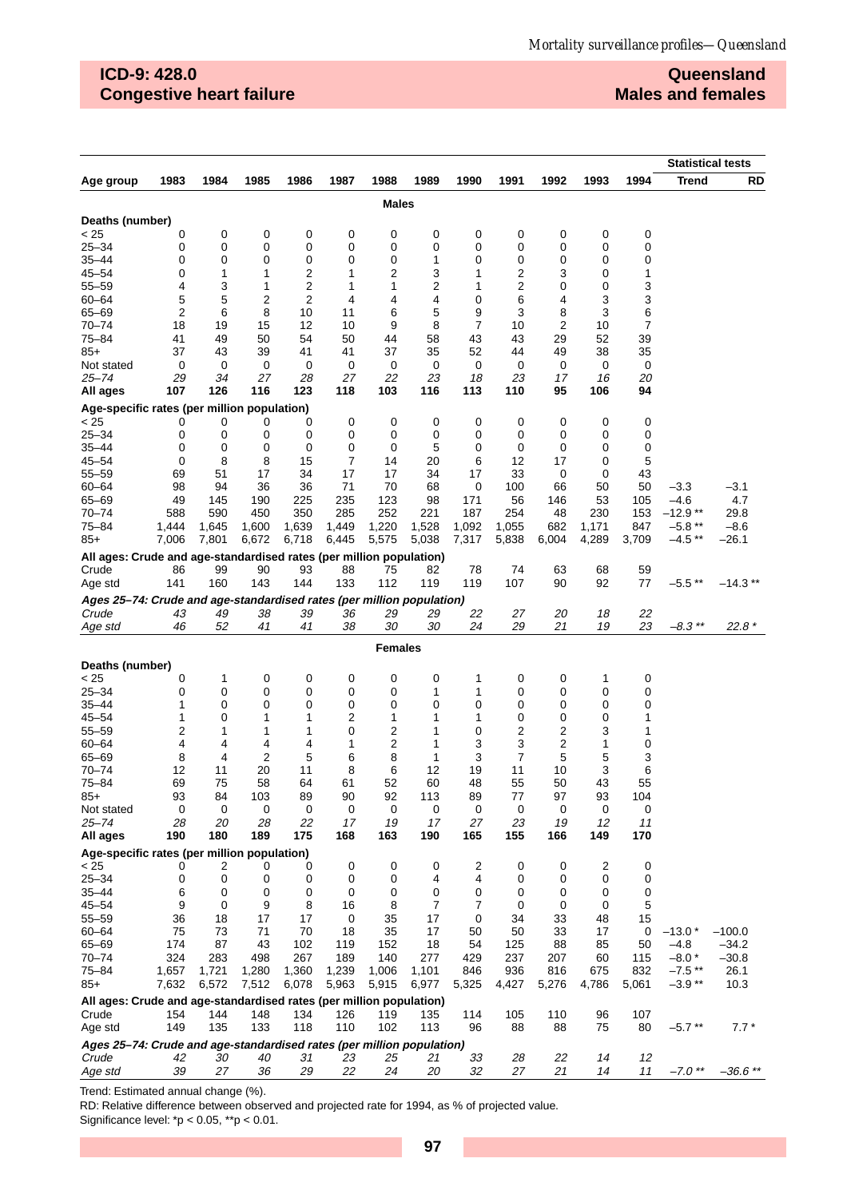## ICD-9: 428.0
## Congestive heart failure

## Queensland
## Males and females

| Age group | 1983 | 1984 | 1985 | 1986 | 1987 | 1988 | 1989 | 1990 | 1991 | 1992 | 1993 | 1994 | Statistical tests Trend | RD |
|---|---|---|---|---|---|---|---|---|---|---|---|---|---|---|
| | | | | | | **Males** | | | | | | | | |
| **Deaths (number)** | | | | | | | | | | | | | | |
| < 25 | 0 | 0 | 0 | 0 | 0 | 0 | 0 | 0 | 0 | 0 | 0 | 0 | | |
| 25–34 | 0 | 0 | 0 | 0 | 0 | 0 | 0 | 0 | 0 | 0 | 0 | 0 | | |
| 35–44 | 0 | 0 | 0 | 0 | 0 | 0 | 1 | 0 | 0 | 0 | 0 | 0 | | |
| 45–54 | 0 | 1 | 1 | 2 | 1 | 2 | 3 | 1 | 2 | 3 | 0 | 1 | | |
| 55–59 | 4 | 3 | 1 | 2 | 1 | 1 | 2 | 1 | 2 | 0 | 0 | 3 | | |
| 60–64 | 5 | 5 | 2 | 2 | 4 | 4 | 4 | 0 | 6 | 4 | 3 | 3 | | |
| 65–69 | 2 | 6 | 8 | 10 | 11 | 6 | 5 | 9 | 3 | 8 | 3 | 6 | | |
| 70–74 | 18 | 19 | 15 | 12 | 10 | 9 | 8 | 7 | 10 | 2 | 10 | 7 | | |
| 75–84 | 41 | 49 | 50 | 54 | 50 | 44 | 58 | 43 | 43 | 29 | 52 | 39 | | |
| 85+ | 37 | 43 | 39 | 41 | 41 | 37 | 35 | 52 | 44 | 49 | 38 | 35 | | |
| Not stated | 0 | 0 | 0 | 0 | 0 | 0 | 0 | 0 | 0 | 0 | 0 | 0 | | |
| *25–74* | *29* | *34* | *27* | *28* | *27* | *22* | *23* | *18* | *23* | *17* | *16* | *20* | | |
| **All ages** | **107** | **126** | **116** | **123** | **118** | **103** | **116** | **113** | **110** | **95** | **106** | **94** | | |
| **Age-specific rates (per million population)** | | | | | | | | | | | | | | |
| < 25 | 0 | 0 | 0 | 0 | 0 | 0 | 0 | 0 | 0 | 0 | 0 | 0 | | |
| 25–34 | 0 | 0 | 0 | 0 | 0 | 0 | 0 | 0 | 0 | 0 | 0 | 0 | | |
| 35–44 | 0 | 0 | 0 | 0 | 0 | 0 | 5 | 0 | 0 | 0 | 0 | 0 | | |
| 45–54 | 0 | 8 | 8 | 15 | 7 | 14 | 20 | 6 | 12 | 17 | 0 | 5 | | |
| 55–59 | 69 | 51 | 17 | 34 | 17 | 17 | 34 | 17 | 33 | 0 | 0 | 43 | | |
| 60–64 | 98 | 94 | 36 | 36 | 71 | 70 | 68 | 0 | 100 | 66 | 50 | 50 | –3.3 | –3.1 |
| 65–69 | 49 | 145 | 190 | 225 | 235 | 123 | 98 | 171 | 56 | 146 | 53 | 105 | –4.6 | 4.7 |
| 70–74 | 588 | 590 | 450 | 350 | 285 | 252 | 221 | 187 | 254 | 48 | 230 | 153 | –12.9 ** | 29.8 |
| 75–84 | 1,444 | 1,645 | 1,600 | 1,639 | 1,449 | 1,220 | 1,528 | 1,092 | 1,055 | 682 | 1,171 | 847 | –5.8 ** | –8.6 |
| 85+ | 7,006 | 7,801 | 6,672 | 6,718 | 6,445 | 5,575 | 5,038 | 7,317 | 5,838 | 6,004 | 4,289 | 3,709 | –4.5 ** | –26.1 |
| **All ages: Crude and age-standardised rates (per million population)** | | | | | | | | | | | | | | |
| Crude | 86 | 99 | 90 | 93 | 88 | 75 | 82 | 78 | 74 | 63 | 68 | 59 | | |
| Age std | 141 | 160 | 143 | 144 | 133 | 112 | 119 | 119 | 107 | 90 | 92 | 77 | –5.5 ** | –14.3 ** |
| ***Ages 25–74: Crude and age-standardised rates (per million population)*** | | | | | | | | | | | | | | |
| *Crude* | *43* | *49* | *38* | *39* | *36* | *29* | *29* | *22* | *27* | *20* | *18* | *22* | | |
| *Age std* | *46* | *52* | *41* | *41* | *38* | *30* | *30* | *24* | *29* | *21* | *19* | *23* | *–8.3 ** * | *22.8 ** |
| | | | | | | **Females** | | | | | | | | |
| **Deaths (number)** | | | | | | | | | | | | | | |
| < 25 | 0 | 1 | 0 | 0 | 0 | 0 | 0 | 1 | 0 | 0 | 1 | 0 | | |
| 25–34 | 0 | 0 | 0 | 0 | 0 | 0 | 1 | 1 | 0 | 0 | 0 | 0 | | |
| 35–44 | 1 | 0 | 0 | 0 | 0 | 0 | 0 | 0 | 0 | 0 | 0 | 0 | | |
| 45–54 | 1 | 0 | 1 | 1 | 2 | 1 | 1 | 1 | 0 | 0 | 0 | 1 | | |
| 55–59 | 2 | 1 | 1 | 1 | 0 | 2 | 1 | 0 | 2 | 2 | 3 | 1 | | |
| 60–64 | 4 | 4 | 4 | 4 | 1 | 2 | 1 | 3 | 3 | 2 | 1 | 0 | | |
| 65–69 | 8 | 4 | 2 | 5 | 6 | 8 | 1 | 3 | 7 | 5 | 5 | 3 | | |
| 70–74 | 12 | 11 | 20 | 11 | 8 | 6 | 12 | 19 | 11 | 10 | 3 | 6 | | |
| 75–84 | 69 | 75 | 58 | 64 | 61 | 52 | 60 | 48 | 55 | 50 | 43 | 55 | | |
| 85+ | 93 | 84 | 103 | 89 | 90 | 92 | 113 | 89 | 77 | 97 | 93 | 104 | | |
| Not stated | 0 | 0 | 0 | 0 | 0 | 0 | 0 | 0 | 0 | 0 | 0 | 0 | | |
| *25–74* | *28* | *20* | *28* | *22* | *17* | *19* | *17* | *27* | *23* | *19* | *12* | *11* | | |
| **All ages** | **190** | **180** | **189** | **175** | **168** | **163** | **190** | **165** | **155** | **166** | **149** | **170** | | |
| **Age-specific rates (per million population)** | | | | | | | | | | | | | | |
| < 25 | 0 | 2 | 0 | 0 | 0 | 0 | 0 | 2 | 0 | 0 | 2 | 0 | | |
| 25–34 | 0 | 0 | 0 | 0 | 0 | 0 | 4 | 4 | 0 | 0 | 0 | 0 | | |
| 35–44 | 6 | 0 | 0 | 0 | 0 | 0 | 0 | 0 | 0 | 0 | 0 | 0 | | |
| 45–54 | 9 | 0 | 9 | 8 | 16 | 8 | 7 | 7 | 0 | 0 | 0 | 5 | | |
| 55–59 | 36 | 18 | 17 | 17 | 0 | 35 | 17 | 0 | 34 | 33 | 48 | 15 | | |
| 60–64 | 75 | 73 | 71 | 70 | 18 | 35 | 17 | 50 | 50 | 33 | 17 | 0 | –13.0 * | –100.0 |
| 65–69 | 174 | 87 | 43 | 102 | 119 | 152 | 18 | 54 | 125 | 88 | 85 | 50 | –4.8 | –34.2 |
| 70–74 | 324 | 283 | 498 | 267 | 189 | 140 | 277 | 429 | 237 | 207 | 60 | 115 | –8.0 * | –30.8 |
| 75–84 | 1,657 | 1,721 | 1,280 | 1,360 | 1,239 | 1,006 | 1,101 | 846 | 936 | 816 | 675 | 832 | –7.5 ** | 26.1 |
| 85+ | 7,632 | 6,572 | 7,512 | 6,078 | 5,963 | 5,915 | 6,977 | 5,325 | 4,427 | 5,276 | 4,786 | 5,061 | –3.9 ** | 10.3 |
| **All ages: Crude and age-standardised rates (per million population)** | | | | | | | | | | | | | | |
| Crude | 154 | 144 | 148 | 134 | 126 | 119 | 135 | 114 | 105 | 110 | 96 | 107 | | |
| Age std | 149 | 135 | 133 | 118 | 110 | 102 | 113 | 96 | 88 | 88 | 75 | 80 | –5.7 ** | 7.7 * |
| ***Ages 25–74: Crude and age-standardised rates (per million population)*** | | | | | | | | | | | | | | |
| *Crude* | *42* | *30* | *40* | *31* | *23* | *25* | *21* | *33* | *28* | *22* | *14* | *12* | | |
| *Age std* | *39* | *27* | *36* | *29* | *22* | *24* | *20* | *32* | *27* | *21* | *14* | *11* | *–7.0 ** * | *–36.6 ** * |

Trend: Estimated annual change (%).

RD: Relative difference between observed and projected rate for 1994, as % of projected value.

Significance level: *p < 0.05, **p < 0.01.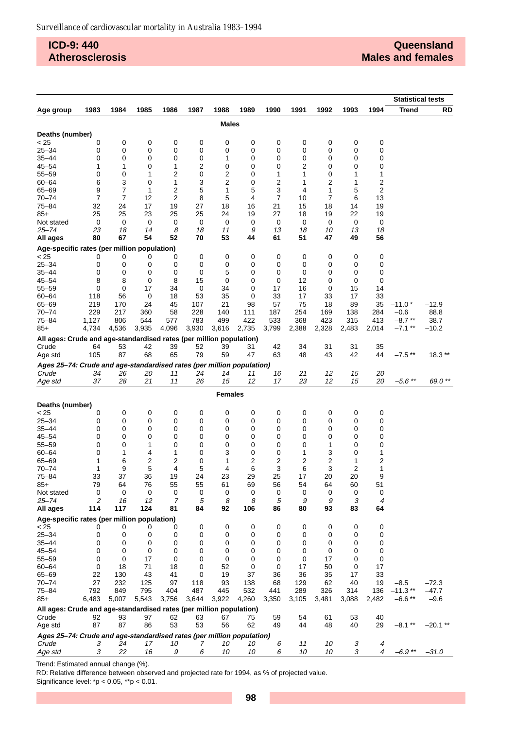## ICD-9: 440 Atherosclerosis

## Queensland Males and females

| Age group | 1983 | 1984 | 1985 | 1986 | 1987 | 1988 | 1989 | 1990 | 1991 | 1992 | 1993 | 1994 | Statistical tests Trend | RD |
|---|---|---|---|---|---|---|---|---|---|---|---|---|---|---|
| | | | | | | **Males** | | | | | | | | |
| **Deaths (number)** | | | | | | | | | | | | | | |
| < 25 | 0 | 0 | 0 | 0 | 0 | 0 | 0 | 0 | 0 | 0 | 0 | 0 | | |
| 25–34 | 0 | 0 | 0 | 0 | 0 | 0 | 0 | 0 | 0 | 0 | 0 | 0 | | |
| 35–44 | 0 | 0 | 0 | 0 | 0 | 1 | 0 | 0 | 0 | 0 | 0 | 0 | | |
| 45–54 | 1 | 1 | 0 | 1 | 2 | 0 | 0 | 0 | 2 | 0 | 0 | 0 | | |
| 55–59 | 0 | 0 | 1 | 2 | 0 | 2 | 0 | 1 | 1 | 0 | 1 | 1 | | |
| 60–64 | 6 | 3 | 0 | 1 | 3 | 2 | 0 | 2 | 1 | 2 | 1 | 2 | | |
| 65–69 | 9 | 7 | 1 | 2 | 5 | 1 | 5 | 3 | 4 | 1 | 5 | 2 | | |
| 70–74 | 7 | 7 | 12 | 2 | 8 | 5 | 4 | 7 | 10 | 7 | 6 | 13 | | |
| 75–84 | 32 | 24 | 17 | 19 | 27 | 18 | 16 | 21 | 15 | 18 | 14 | 19 | | |
| 85+ | 25 | 25 | 23 | 25 | 25 | 24 | 19 | 27 | 18 | 19 | 22 | 19 | | |
| Not stated | 0 | 0 | 0 | 0 | 0 | 0 | 0 | 0 | 0 | 0 | 0 | 0 | | |
| *25–74* | *23* | *18* | *14* | *8* | *18* | *11* | *9* | *13* | *18* | *10* | *13* | *18* | | |
| **All ages** | **80** | **67** | **54** | **52** | **70** | **53** | **44** | **61** | **51** | **47** | **49** | **56** | | |
| **Age-specific rates (per million population)** | | | | | | | | | | | | | | |
| < 25 | 0 | 0 | 0 | 0 | 0 | 0 | 0 | 0 | 0 | 0 | 0 | 0 | | |
| 25–34 | 0 | 0 | 0 | 0 | 0 | 0 | 0 | 0 | 0 | 0 | 0 | 0 | | |
| 35–44 | 0 | 0 | 0 | 0 | 0 | 5 | 0 | 0 | 0 | 0 | 0 | 0 | | |
| 45–54 | 8 | 8 | 0 | 8 | 15 | 0 | 0 | 0 | 12 | 0 | 0 | 0 | | |
| 55–59 | 0 | 0 | 17 | 34 | 0 | 34 | 0 | 17 | 16 | 0 | 15 | 14 | | |
| 60–64 | 118 | 56 | 0 | 18 | 53 | 35 | 0 | 33 | 17 | 33 | 17 | 33 | | |
| 65–69 | 219 | 170 | 24 | 45 | 107 | 21 | 98 | 57 | 75 | 18 | 89 | 35 | –11.0 * | –12.9 |
| 70–74 | 229 | 217 | 360 | 58 | 228 | 140 | 111 | 187 | 254 | 169 | 138 | 284 | –0.6 | 88.8 |
| 75–84 | 1,127 | 806 | 544 | 577 | 783 | 499 | 422 | 533 | 368 | 423 | 315 | 413 | –8.7 ** | 38.7 |
| 85+ | 4,734 | 4,536 | 3,935 | 4,096 | 3,930 | 3,616 | 2,735 | 3,799 | 2,388 | 2,328 | 2,483 | 2,014 | –7.1 ** | –10.2 |
| **All ages: Crude and age-standardised rates (per million population)** | | | | | | | | | | | | | | |
| Crude | 64 | 53 | 42 | 39 | 52 | 39 | 31 | 42 | 34 | 31 | 31 | 35 | | |
| Age std | 105 | 87 | 68 | 65 | 79 | 59 | 47 | 63 | 48 | 43 | 42 | 44 | –7.5 ** | 18.3 ** |
| ***Ages 25–74: Crude and age-standardised rates (per million population)*** | | | | | | | | | | | | | | |
| *Crude* | *34* | *26* | *20* | *11* | *24* | *14* | *11* | *16* | *21* | *12* | *15* | *20* | | |
| *Age std* | *37* | *28* | *21* | *11* | *26* | *15* | *12* | *17* | *23* | *12* | *15* | *20* | *–5.6 ** | *69.0 ** |
| | | | | | | **Females** | | | | | | | | |
| **Deaths (number)** | | | | | | | | | | | | | | |
| < 25 | 0 | 0 | 0 | 0 | 0 | 0 | 0 | 0 | 0 | 0 | 0 | 0 | | |
| 25–34 | 0 | 0 | 0 | 0 | 0 | 0 | 0 | 0 | 0 | 0 | 0 | 0 | | |
| 35–44 | 0 | 0 | 0 | 0 | 0 | 0 | 0 | 0 | 0 | 0 | 0 | 0 | | |
| 45–54 | 0 | 0 | 0 | 0 | 0 | 0 | 0 | 0 | 0 | 0 | 0 | 0 | | |
| 55–59 | 0 | 0 | 1 | 0 | 0 | 0 | 0 | 0 | 0 | 1 | 0 | 0 | | |
| 60–64 | 0 | 1 | 4 | 1 | 0 | 3 | 0 | 0 | 1 | 3 | 0 | 1 | | |
| 65–69 | 1 | 6 | 2 | 2 | 0 | 1 | 2 | 2 | 2 | 2 | 1 | 2 | | |
| 70–74 | 1 | 9 | 5 | 4 | 5 | 4 | 6 | 3 | 6 | 3 | 2 | 1 | | |
| 75–84 | 33 | 37 | 36 | 19 | 24 | 23 | 29 | 25 | 17 | 20 | 20 | 9 | | |
| 85+ | 79 | 64 | 76 | 55 | 55 | 61 | 69 | 56 | 54 | 64 | 60 | 51 | | |
| Not stated | 0 | 0 | 0 | 0 | 0 | 0 | 0 | 0 | 0 | 0 | 0 | 0 | | |
| *25–74* | *2* | *16* | *12* | *7* | *5* | *8* | *8* | *5* | *9* | *9* | *3* | *4* | | |
| **All ages** | **114** | **117** | **124** | **81** | **84** | **92** | **106** | **86** | **80** | **93** | **83** | **64** | | |
| **Age-specific rates (per million population)** | | | | | | | | | | | | | | |
| < 25 | 0 | 0 | 0 | 0 | 0 | 0 | 0 | 0 | 0 | 0 | 0 | 0 | | |
| 25–34 | 0 | 0 | 0 | 0 | 0 | 0 | 0 | 0 | 0 | 0 | 0 | 0 | | |
| 35–44 | 0 | 0 | 0 | 0 | 0 | 0 | 0 | 0 | 0 | 0 | 0 | 0 | | |
| 45–54 | 0 | 0 | 0 | 0 | 0 | 0 | 0 | 0 | 0 | 0 | 0 | 0 | | |
| 55–59 | 0 | 0 | 17 | 0 | 0 | 0 | 0 | 0 | 0 | 17 | 0 | 0 | | |
| 60–64 | 0 | 18 | 71 | 18 | 0 | 52 | 0 | 0 | 17 | 50 | 0 | 17 | | |
| 65–69 | 22 | 130 | 43 | 41 | 0 | 19 | 37 | 36 | 36 | 35 | 17 | 33 | | |
| 70–74 | 27 | 232 | 125 | 97 | 118 | 93 | 138 | 68 | 129 | 62 | 40 | 19 | –8.5 | –72.3 |
| 75–84 | 792 | 849 | 795 | 404 | 487 | 445 | 532 | 441 | 289 | 326 | 314 | 136 | –11.3 ** | –47.7 |
| 85+ | 6,483 | 5,007 | 5,543 | 3,756 | 3,644 | 3,922 | 4,260 | 3,350 | 3,105 | 3,481 | 3,088 | 2,482 | –6.6 ** | –9.6 |
| **All ages: Crude and age-standardised rates (per million population)** | | | | | | | | | | | | | | |
| Crude | 92 | 93 | 97 | 62 | 63 | 67 | 75 | 59 | 54 | 61 | 53 | 40 | | |
| Age std | 87 | 87 | 86 | 53 | 53 | 56 | 62 | 49 | 44 | 48 | 40 | 29 | –8.1 ** | –20.1 ** |
| ***Ages 25–74: Crude and age-standardised rates (per million population)*** | | | | | | | | | | | | | | |
| *Crude* | *3* | *24* | *17* | *10* | *7* | *10* | *10* | *6* | *11* | *10* | *3* | *4* | | |
| *Age std* | *3* | *22* | *16* | *9* | *6* | *10* | *10* | *6* | *10* | *10* | *3* | *4* | *–6.9 ** | *–31.0* |

Trend: Estimated annual change (%).

RD: Relative difference between observed and projected rate for 1994, as % of projected value.

Significance level: *p < 0.05, **p < 0.01.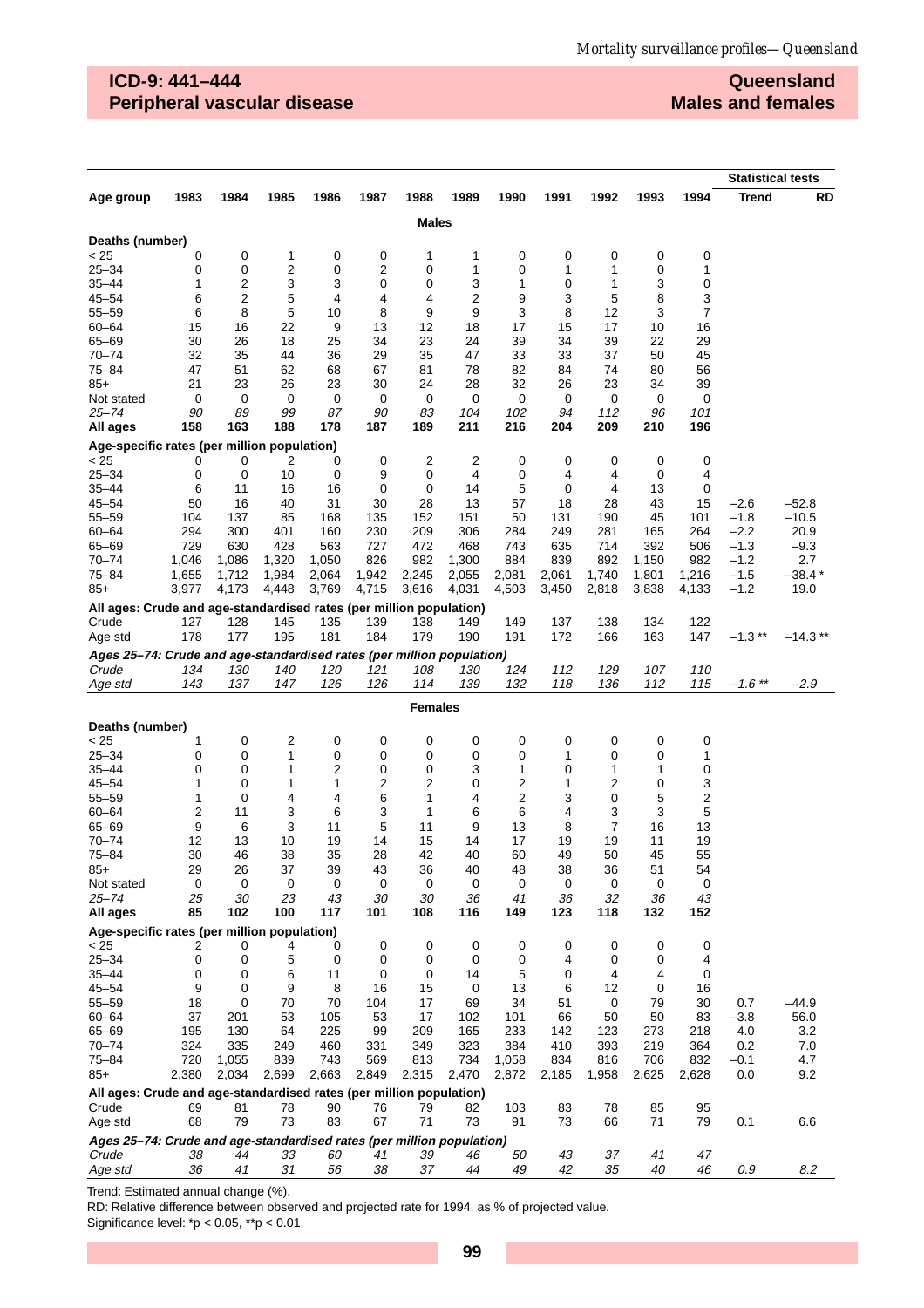## ICD-9: 441–444
## Peripheral vascular disease

**Queensland**
**Males and females**

| Age group | 1983 | 1984 | 1985 | 1986 | 1987 | 1988 | 1989 | 1990 | 1991 | 1992 | 1993 | 1994 | Statistical tests: Trend | RD |
|---|---|---|---|---|---|---|---|---|---|---|---|---|---|---|
| | | | | | | **Males** | | | | | | | | |
| **Deaths (number)** | | | | | | | | | | | | | | |
| < 25 | 0 | 0 | 1 | 0 | 0 | 1 | 1 | 0 | 0 | 0 | 0 | 0 | | |
| 25–34 | 0 | 0 | 2 | 0 | 2 | 0 | 1 | 0 | 1 | 1 | 0 | 1 | | |
| 35–44 | 1 | 2 | 3 | 3 | 0 | 0 | 3 | 1 | 0 | 1 | 3 | 0 | | |
| 45–54 | 6 | 2 | 5 | 4 | 4 | 4 | 2 | 9 | 3 | 5 | 8 | 3 | | |
| 55–59 | 6 | 8 | 5 | 10 | 8 | 9 | 9 | 3 | 8 | 12 | 3 | 7 | | |
| 60–64 | 15 | 16 | 22 | 9 | 13 | 12 | 18 | 17 | 15 | 17 | 10 | 16 | | |
| 65–69 | 30 | 26 | 18 | 25 | 34 | 23 | 24 | 39 | 34 | 39 | 22 | 29 | | |
| 70–74 | 32 | 35 | 44 | 36 | 29 | 35 | 47 | 33 | 33 | 37 | 50 | 45 | | |
| 75–84 | 47 | 51 | 62 | 68 | 67 | 81 | 78 | 82 | 84 | 74 | 80 | 56 | | |
| 85+ | 21 | 23 | 26 | 23 | 30 | 24 | 28 | 32 | 26 | 23 | 34 | 39 | | |
| Not stated | 0 | 0 | 0 | 0 | 0 | 0 | 0 | 0 | 0 | 0 | 0 | 0 | | |
| *25–74* | *90* | *89* | *99* | *87* | *90* | *83* | *104* | *102* | *94* | *112* | *96* | *101* | | |
| **All ages** | **158** | **163** | **188** | **178** | **187** | **189** | **211** | **216** | **204** | **209** | **210** | **196** | | |
| **Age-specific rates (per million population)** | | | | | | | | | | | | | | |
| < 25 | 0 | 0 | 2 | 0 | 0 | 2 | 2 | 0 | 0 | 0 | 0 | 0 | | |
| 25–34 | 0 | 0 | 10 | 0 | 9 | 0 | 4 | 0 | 4 | 4 | 0 | 4 | | |
| 35–44 | 6 | 11 | 16 | 16 | 0 | 0 | 14 | 5 | 0 | 4 | 13 | 0 | | |
| 45–54 | 50 | 16 | 40 | 31 | 30 | 28 | 13 | 57 | 18 | 28 | 43 | 15 | –2.6 | –52.8 |
| 55–59 | 104 | 137 | 85 | 168 | 135 | 152 | 151 | 50 | 131 | 190 | 45 | 101 | –1.8 | –10.5 |
| 60–64 | 294 | 300 | 401 | 160 | 230 | 209 | 306 | 284 | 249 | 281 | 165 | 264 | –2.2 | 20.9 |
| 65–69 | 729 | 630 | 428 | 563 | 727 | 472 | 468 | 743 | 635 | 714 | 392 | 506 | –1.3 | –9.3 |
| 70–74 | 1,046 | 1,086 | 1,320 | 1,050 | 826 | 982 | 1,300 | 884 | 839 | 892 | 1,150 | 982 | –1.2 | 2.7 |
| 75–84 | 1,655 | 1,712 | 1,984 | 2,064 | 1,942 | 2,245 | 2,055 | 2,081 | 2,061 | 1,740 | 1,801 | 1,216 | –1.5 | –38.4 * |
| 85+ | 3,977 | 4,173 | 4,448 | 3,769 | 4,715 | 3,616 | 4,031 | 4,503 | 3,450 | 2,818 | 3,838 | 4,133 | –1.2 | 19.0 |
| **All ages: Crude and age-standardised rates (per million population)** | | | | | | | | | | | | | | |
| Crude | 127 | 128 | 145 | 135 | 139 | 138 | 149 | 149 | 137 | 138 | 134 | 122 | | |
| Age std | 178 | 177 | 195 | 181 | 184 | 179 | 190 | 191 | 172 | 166 | 163 | 147 | –1.3 ** | –14.3 ** |
| ***Ages 25–74: Crude and age-standardised rates (per million population)*** | | | | | | | | | | | | | | |
| *Crude* | *134* | *130* | *140* | *120* | *121* | *108* | *130* | *124* | *112* | *129* | *107* | *110* | | |
| *Age std* | *143* | *137* | *147* | *126* | *126* | *114* | *139* | *132* | *118* | *136* | *112* | *115* | *–1.6 \*\** | *–2.9* |
| | | | | | | **Females** | | | | | | | | |
| **Deaths (number)** | | | | | | | | | | | | | | |
| < 25 | 1 | 0 | 2 | 0 | 0 | 0 | 0 | 0 | 0 | 0 | 0 | 0 | | |
| 25–34 | 0 | 0 | 1 | 0 | 0 | 0 | 0 | 0 | 1 | 0 | 0 | 1 | | |
| 35–44 | 0 | 0 | 1 | 2 | 0 | 0 | 3 | 1 | 0 | 1 | 1 | 0 | | |
| 45–54 | 1 | 0 | 1 | 1 | 2 | 2 | 0 | 2 | 1 | 2 | 0 | 3 | | |
| 55–59 | 1 | 0 | 4 | 4 | 6 | 1 | 4 | 2 | 3 | 0 | 5 | 2 | | |
| 60–64 | 2 | 11 | 3 | 6 | 3 | 1 | 6 | 6 | 4 | 3 | 3 | 5 | | |
| 65–69 | 9 | 6 | 3 | 11 | 5 | 11 | 9 | 13 | 8 | 7 | 16 | 13 | | |
| 70–74 | 12 | 13 | 10 | 19 | 14 | 15 | 14 | 17 | 19 | 19 | 11 | 19 | | |
| 75–84 | 30 | 46 | 38 | 35 | 28 | 42 | 40 | 60 | 49 | 50 | 45 | 55 | | |
| 85+ | 29 | 26 | 37 | 39 | 43 | 36 | 40 | 48 | 38 | 36 | 51 | 54 | | |
| Not stated | 0 | 0 | 0 | 0 | 0 | 0 | 0 | 0 | 0 | 0 | 0 | 0 | | |
| *25–74* | *25* | *30* | *23* | *43* | *30* | *30* | *36* | *41* | *36* | *32* | *36* | *43* | | |
| **All ages** | **85** | **102** | **100** | **117** | **101** | **108** | **116** | **149** | **123** | **118** | **132** | **152** | | |
| **Age-specific rates (per million population)** | | | | | | | | | | | | | | |
| < 25 | 2 | 0 | 4 | 0 | 0 | 0 | 0 | 0 | 0 | 0 | 0 | 0 | | |
| 25–34 | 0 | 0 | 5 | 0 | 0 | 0 | 0 | 0 | 4 | 0 | 0 | 4 | | |
| 35–44 | 0 | 0 | 6 | 11 | 0 | 0 | 14 | 5 | 0 | 4 | 4 | 0 | | |
| 45–54 | 9 | 0 | 9 | 8 | 16 | 15 | 0 | 13 | 6 | 12 | 0 | 16 | | |
| 55–59 | 18 | 0 | 70 | 70 | 104 | 17 | 69 | 34 | 51 | 0 | 79 | 30 | 0.7 | –44.9 |
| 60–64 | 37 | 201 | 53 | 105 | 53 | 17 | 102 | 101 | 66 | 50 | 50 | 83 | –3.8 | 56.0 |
| 65–69 | 195 | 130 | 64 | 225 | 99 | 209 | 165 | 233 | 142 | 123 | 273 | 218 | 4.0 | 3.2 |
| 70–74 | 324 | 335 | 249 | 460 | 331 | 349 | 323 | 384 | 410 | 393 | 219 | 364 | 0.2 | 7.0 |
| 75–84 | 720 | 1,055 | 839 | 743 | 569 | 813 | 734 | 1,058 | 834 | 816 | 706 | 832 | –0.1 | 4.7 |
| 85+ | 2,380 | 2,034 | 2,699 | 2,663 | 2,849 | 2,315 | 2,470 | 2,872 | 2,185 | 1,958 | 2,625 | 2,628 | 0.0 | 9.2 |
| **All ages: Crude and age-standardised rates (per million population)** | | | | | | | | | | | | | | |
| Crude | 69 | 81 | 78 | 90 | 76 | 79 | 82 | 103 | 83 | 78 | 85 | 95 | | |
| Age std | 68 | 79 | 73 | 83 | 67 | 71 | 73 | 91 | 73 | 66 | 71 | 79 | 0.1 | 6.6 |
| ***Ages 25–74: Crude and age-standardised rates (per million population)*** | | | | | | | | | | | | | | |
| *Crude* | *38* | *44* | *33* | *60* | *41* | *39* | *46* | *50* | *43* | *37* | *41* | *47* | | |
| *Age std* | *36* | *41* | *31* | *56* | *38* | *37* | *44* | *49* | *42* | *35* | *40* | *46* | *0.9* | *8.2* |

Trend: Estimated annual change (%).

RD: Relative difference between observed and projected rate for 1994, as % of projected value.

Significance level: *p < 0.05, **p < 0.01.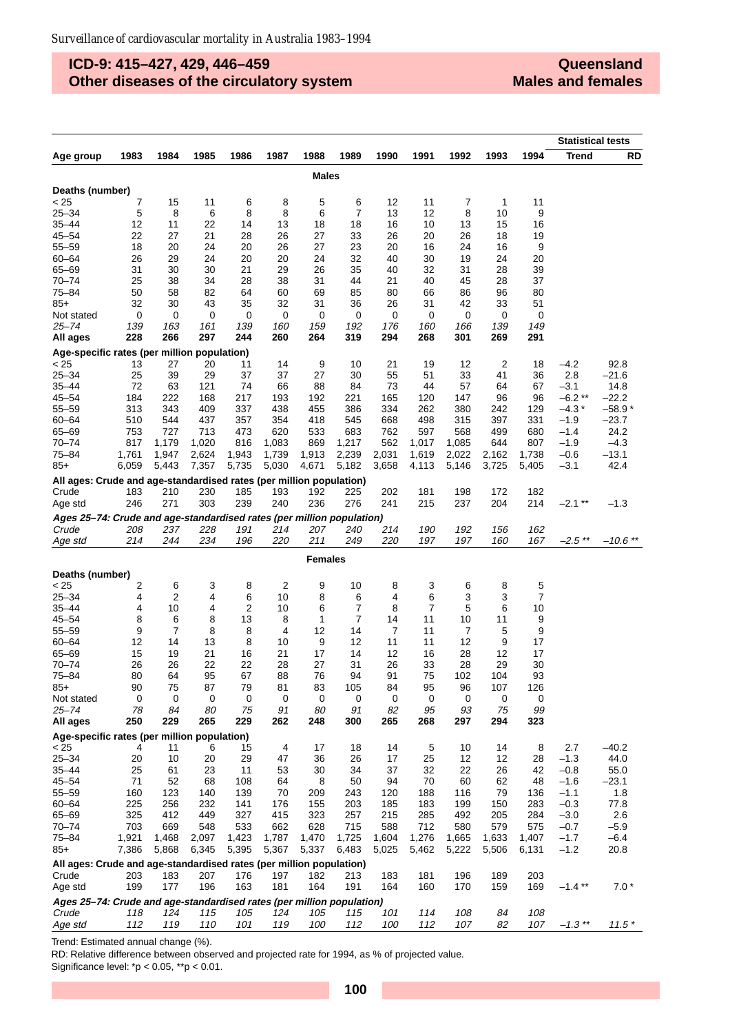## ICD-9: 415–427, 429, 446–459
## Other diseases of the circulatory system

## Queensland
## Males and females

| Age group | 1983 | 1984 | 1985 | 1986 | 1987 | 1988 | 1989 | 1990 | 1991 | 1992 | 1993 | 1994 | Statistical tests: Trend | Statistical tests: RD |
|---|---|---|---|---|---|---|---|---|---|---|---|---|---|---|
| | | | | | | | **Males** | | | | | | | |
| **Deaths (number)** | | | | | | | | | | | | | | |
| < 25 | 7 | 15 | 11 | 6 | 8 | 5 | 6 | 12 | 11 | 7 | 1 | 11 | | |
| 25–34 | 5 | 8 | 6 | 8 | 8 | 6 | 7 | 13 | 12 | 8 | 10 | 9 | | |
| 35–44 | 12 | 11 | 22 | 14 | 13 | 18 | 18 | 16 | 10 | 13 | 15 | 16 | | |
| 45–54 | 22 | 27 | 21 | 28 | 26 | 27 | 33 | 26 | 20 | 26 | 18 | 19 | | |
| 55–59 | 18 | 20 | 24 | 20 | 26 | 27 | 23 | 20 | 16 | 24 | 16 | 9 | | |
| 60–64 | 26 | 29 | 24 | 20 | 20 | 24 | 32 | 40 | 30 | 19 | 24 | 20 | | |
| 65–69 | 31 | 30 | 30 | 21 | 29 | 26 | 35 | 40 | 32 | 31 | 28 | 39 | | |
| 70–74 | 25 | 38 | 34 | 28 | 38 | 31 | 44 | 21 | 40 | 45 | 28 | 37 | | |
| 75–84 | 50 | 58 | 82 | 64 | 60 | 69 | 85 | 80 | 66 | 86 | 96 | 80 | | |
| 85+ | 32 | 30 | 43 | 35 | 32 | 31 | 36 | 26 | 31 | 42 | 33 | 51 | | |
| Not stated | 0 | 0 | 0 | 0 | 0 | 0 | 0 | 0 | 0 | 0 | 0 | 0 | | |
| *25–74* | *139* | *163* | *161* | *139* | *160* | *159* | *192* | *176* | *160* | *166* | *139* | *149* | | |
| **All ages** | **228** | **266** | **297** | **244** | **260** | **264** | **319** | **294** | **268** | **301** | **269** | **291** | | |
| **Age-specific rates (per million population)** | | | | | | | | | | | | | | |
| < 25 | 13 | 27 | 20 | 11 | 14 | 9 | 10 | 21 | 19 | 12 | 2 | 18 | –4.2 | 92.8 |
| 25–34 | 25 | 39 | 29 | 37 | 37 | 27 | 30 | 55 | 51 | 33 | 41 | 36 | 2.8 | –21.6 |
| 35–44 | 72 | 63 | 121 | 74 | 66 | 88 | 84 | 73 | 44 | 57 | 64 | 67 | –3.1 | 14.8 |
| 45–54 | 184 | 222 | 168 | 217 | 193 | 192 | 221 | 165 | 120 | 147 | 96 | 96 | –6.2 ** | –22.2 |
| 55–59 | 313 | 343 | 409 | 337 | 438 | 455 | 386 | 334 | 262 | 380 | 242 | 129 | –4.3 * | –58.9 * |
| 60–64 | 510 | 544 | 437 | 357 | 354 | 418 | 545 | 668 | 498 | 315 | 397 | 331 | –1.9 | –23.7 |
| 65–69 | 753 | 727 | 713 | 473 | 620 | 533 | 683 | 762 | 597 | 568 | 499 | 680 | –1.4 | 24.2 |
| 70–74 | 817 | 1,179 | 1,020 | 816 | 1,083 | 869 | 1,217 | 562 | 1,017 | 1,085 | 644 | 807 | –1.9 | –4.3 |
| 75–84 | 1,761 | 1,947 | 2,624 | 1,943 | 1,739 | 1,913 | 2,239 | 2,031 | 1,619 | 2,022 | 2,162 | 1,738 | –0.6 | –13.1 |
| 85+ | 6,059 | 5,443 | 7,357 | 5,735 | 5,030 | 4,671 | 5,182 | 3,658 | 4,113 | 5,146 | 3,725 | 5,405 | –3.1 | 42.4 |
| **All ages: Crude and age-standardised rates (per million population)** | | | | | | | | | | | | | | |
| Crude | 183 | 210 | 230 | 185 | 193 | 192 | 225 | 202 | 181 | 198 | 172 | 182 | | |
| Age std | 246 | 271 | 303 | 239 | 240 | 236 | 276 | 241 | 215 | 237 | 204 | 214 | –2.1 ** | –1.3 |
| ***Ages 25–74: Crude and age-standardised rates (per million population)*** | | | | | | | | | | | | | | |
| *Crude* | *208* | *237* | *228* | *191* | *214* | *207* | *240* | *214* | *190* | *192* | *156* | *162* | | |
| *Age std* | *214* | *244* | *234* | *196* | *220* | *211* | *249* | *220* | *197* | *197* | *160* | *167* | *–2.5 \*\** | *–10.6 \*\** |
| | | | | | | | **Females** | | | | | | | |
| **Deaths (number)** | | | | | | | | | | | | | | |
| < 25 | 2 | 6 | 3 | 8 | 2 | 9 | 10 | 8 | 3 | 6 | 8 | 5 | | |
| 25–34 | 4 | 2 | 4 | 6 | 10 | 8 | 6 | 4 | 6 | 3 | 3 | 7 | | |
| 35–44 | 4 | 10 | 4 | 2 | 10 | 6 | 7 | 8 | 7 | 5 | 6 | 10 | | |
| 45–54 | 8 | 6 | 8 | 13 | 8 | 1 | 7 | 14 | 11 | 10 | 11 | 9 | | |
| 55–59 | 9 | 7 | 8 | 8 | 4 | 12 | 14 | 7 | 11 | 7 | 5 | 9 | | |
| 60–64 | 12 | 14 | 13 | 8 | 10 | 9 | 12 | 11 | 11 | 12 | 9 | 17 | | |
| 65–69 | 15 | 19 | 21 | 16 | 21 | 17 | 14 | 12 | 16 | 28 | 12 | 17 | | |
| 70–74 | 26 | 26 | 22 | 22 | 28 | 27 | 31 | 26 | 33 | 28 | 29 | 30 | | |
| 75–84 | 80 | 64 | 95 | 67 | 88 | 76 | 94 | 91 | 75 | 102 | 104 | 93 | | |
| 85+ | 90 | 75 | 87 | 79 | 81 | 83 | 105 | 84 | 95 | 96 | 107 | 126 | | |
| Not stated | 0 | 0 | 0 | 0 | 0 | 0 | 0 | 0 | 0 | 0 | 0 | 0 | | |
| *25–74* | *78* | *84* | *80* | *75* | *91* | *80* | *91* | *82* | *95* | *93* | *75* | *99* | | |
| **All ages** | **250** | **229** | **265** | **229** | **262** | **248** | **300** | **265** | **268** | **297** | **294** | **323** | | |
| **Age-specific rates (per million population)** | | | | | | | | | | | | | | |
| < 25 | 4 | 11 | 6 | 15 | 4 | 17 | 18 | 14 | 5 | 10 | 14 | 8 | 2.7 | –40.2 |
| 25–34 | 20 | 10 | 20 | 29 | 47 | 36 | 26 | 17 | 25 | 12 | 12 | 28 | –1.3 | 44.0 |
| 35–44 | 25 | 61 | 23 | 11 | 53 | 30 | 34 | 37 | 32 | 22 | 26 | 42 | –0.8 | 55.0 |
| 45–54 | 71 | 52 | 68 | 108 | 64 | 8 | 50 | 94 | 70 | 60 | 62 | 48 | –1.6 | –23.1 |
| 55–59 | 160 | 123 | 140 | 139 | 70 | 209 | 243 | 120 | 188 | 116 | 79 | 136 | –1.1 | 1.8 |
| 60–64 | 225 | 256 | 232 | 141 | 176 | 155 | 203 | 185 | 183 | 199 | 150 | 283 | –0.3 | 77.8 |
| 65–69 | 325 | 412 | 449 | 327 | 415 | 323 | 257 | 215 | 285 | 492 | 205 | 284 | –3.0 | 2.6 |
| 70–74 | 703 | 669 | 548 | 533 | 662 | 628 | 715 | 588 | 712 | 580 | 579 | 575 | –0.7 | –5.9 |
| 75–84 | 1,921 | 1,468 | 2,097 | 1,423 | 1,787 | 1,470 | 1,725 | 1,604 | 1,276 | 1,665 | 1,633 | 1,407 | –1.7 | –6.4 |
| 85+ | 7,386 | 5,868 | 6,345 | 5,395 | 5,367 | 5,337 | 6,483 | 5,025 | 5,462 | 5,222 | 5,506 | 6,131 | –1.2 | 20.8 |
| **All ages: Crude and age-standardised rates (per million population)** | | | | | | | | | | | | | | |
| Crude | 203 | 183 | 207 | 176 | 197 | 182 | 213 | 183 | 181 | 196 | 189 | 203 | | |
| Age std | 199 | 177 | 196 | 163 | 181 | 164 | 191 | 164 | 160 | 170 | 159 | 169 | –1.4 ** | 7.0 * |
| ***Ages 25–74: Crude and age-standardised rates (per million population)*** | | | | | | | | | | | | | | |
| *Crude* | *118* | *124* | *115* | *105* | *124* | *105* | *115* | *101* | *114* | *108* | *84* | *108* | | |
| *Age std* | *112* | *119* | *110* | *101* | *119* | *100* | *112* | *100* | *112* | *107* | *82* | *107* | *–1.3 \*\** | *11.5 \** |

Trend: Estimated annual change (%).

RD: Relative difference between observed and projected rate for 1994, as % of projected value.

Significance level: *p < 0.05, **p < 0.01.